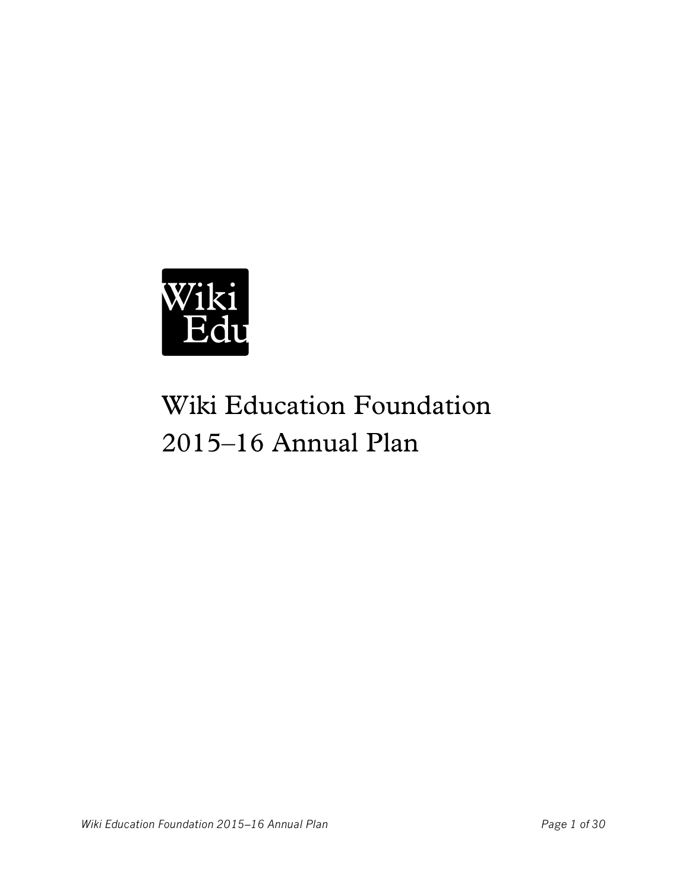Wiki
Edu

# Wiki Education Foundation 2015–16 Annual Plan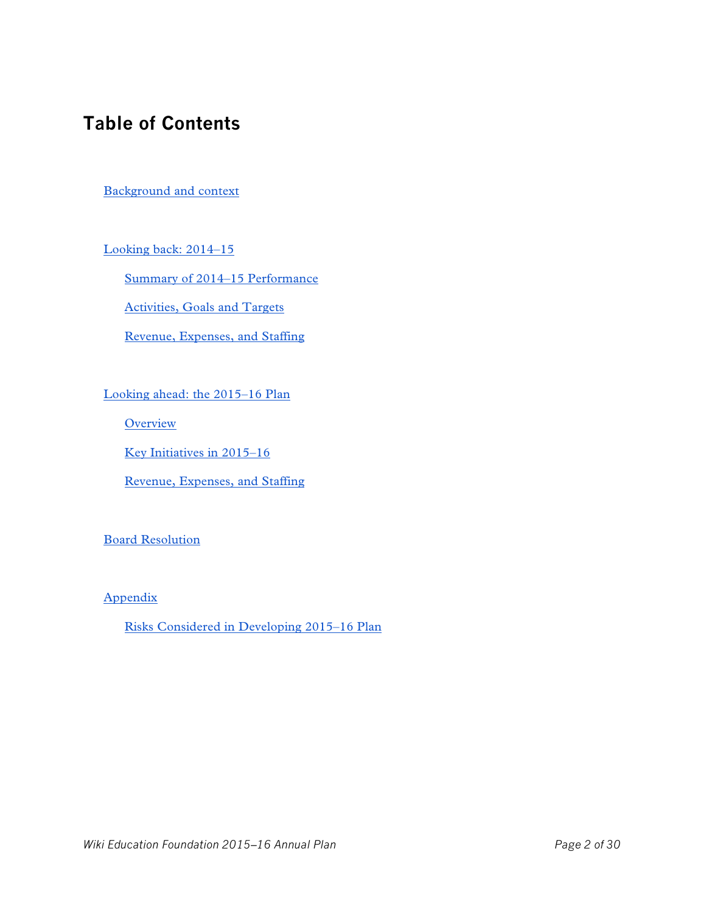# Table of Contents

- Background and context
- Looking back: 2014–15
  - Summary of 2014–15 Performance
  - Activities, Goals and Targets
  - Revenue, Expenses, and Staffing
- Looking ahead: the 2015–16 Plan
  - Overview
  - Key Initiatives in 2015–16
  - Revenue, Expenses, and Staffing
- Board Resolution
- Appendix
  - Risks Considered in Developing 2015–16 Plan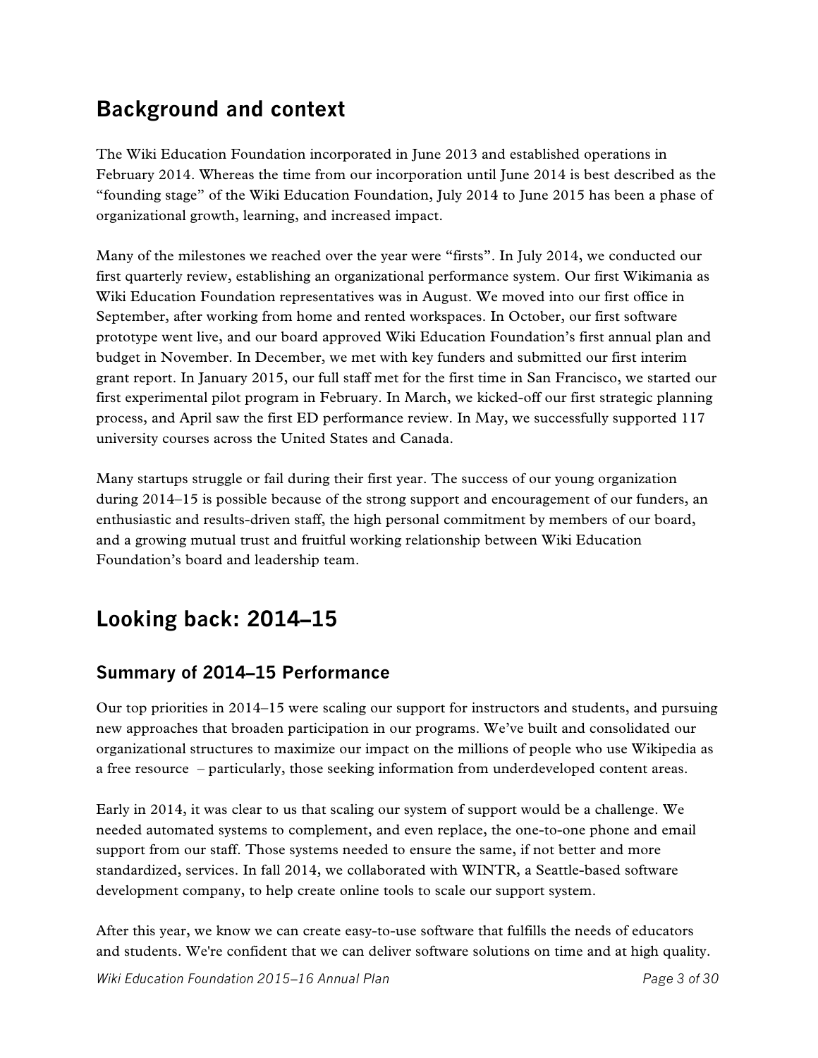## Background and context

The Wiki Education Foundation incorporated in June 2013 and established operations in February 2014. Whereas the time from our incorporation until June 2014 is best described as the "founding stage" of the Wiki Education Foundation, July 2014 to June 2015 has been a phase of organizational growth, learning, and increased impact.

Many of the milestones we reached over the year were "firsts". In July 2014, we conducted our first quarterly review, establishing an organizational performance system. Our first Wikimania as Wiki Education Foundation representatives was in August. We moved into our first office in September, after working from home and rented workspaces. In October, our first software prototype went live, and our board approved Wiki Education Foundation's first annual plan and budget in November. In December, we met with key funders and submitted our first interim grant report. In January 2015, our full staff met for the first time in San Francisco, we started our first experimental pilot program in February. In March, we kicked-off our first strategic planning process, and April saw the first ED performance review. In May, we successfully supported 117 university courses across the United States and Canada.

Many startups struggle or fail during their first year. The success of our young organization during 2014–15 is possible because of the strong support and encouragement of our funders, an enthusiastic and results-driven staff, the high personal commitment by members of our board, and a growing mutual trust and fruitful working relationship between Wiki Education Foundation's board and leadership team.

## Looking back: 2014–15

### Summary of 2014–15 Performance

Our top priorities in 2014–15 were scaling our support for instructors and students, and pursuing new approaches that broaden participation in our programs. We've built and consolidated our organizational structures to maximize our impact on the millions of people who use Wikipedia as a free resource – particularly, those seeking information from underdeveloped content areas.

Early in 2014, it was clear to us that scaling our system of support would be a challenge. We needed automated systems to complement, and even replace, the one-to-one phone and email support from our staff. Those systems needed to ensure the same, if not better and more standardized, services. In fall 2014, we collaborated with WINTR, a Seattle-based software development company, to help create online tools to scale our support system.

After this year, we know we can create easy-to-use software that fulfills the needs of educators and students. We're confident that we can deliver software solutions on time and at high quality.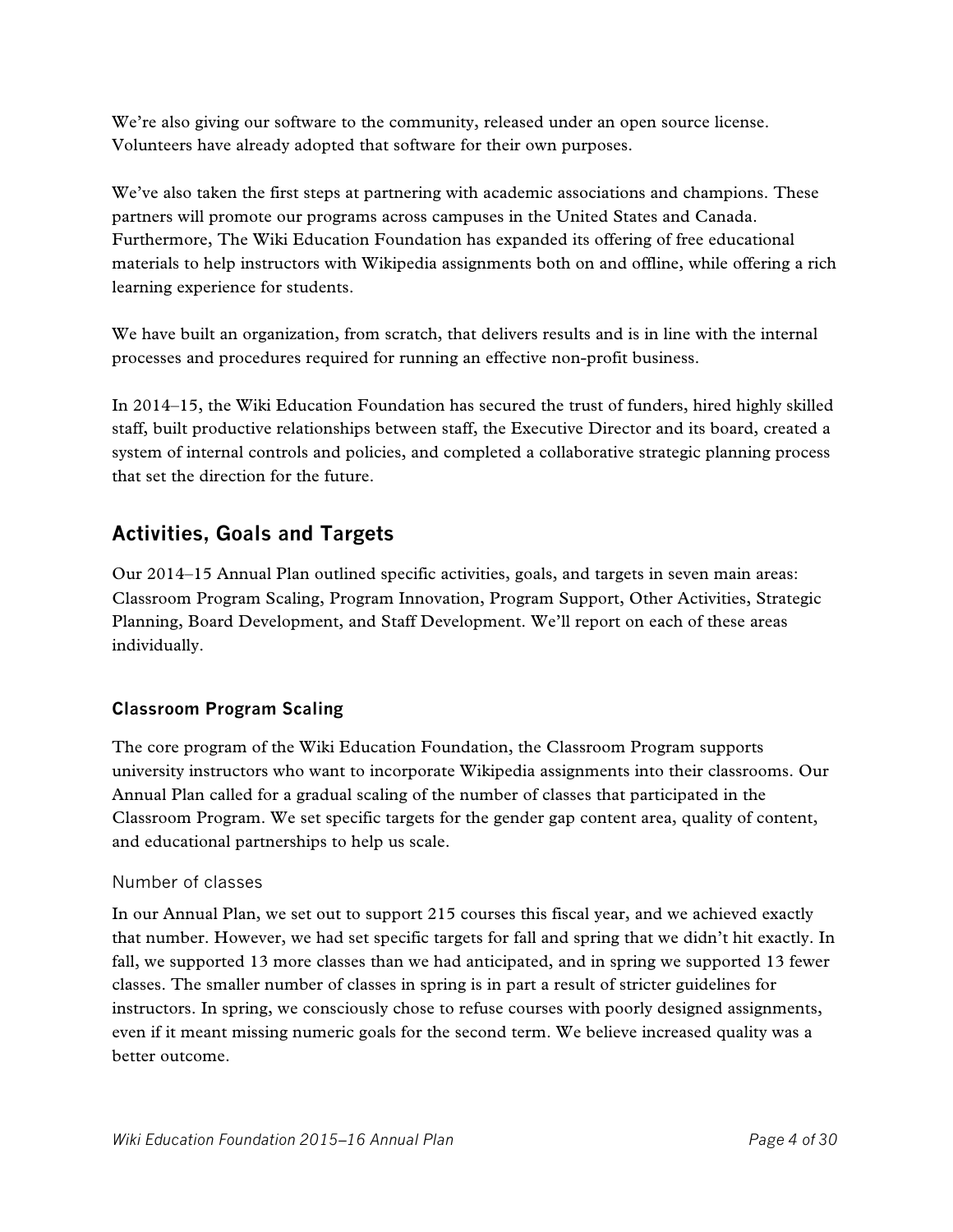We're also giving our software to the community, released under an open source license. Volunteers have already adopted that software for their own purposes.

We've also taken the first steps at partnering with academic associations and champions. These partners will promote our programs across campuses in the United States and Canada. Furthermore, The Wiki Education Foundation has expanded its offering of free educational materials to help instructors with Wikipedia assignments both on and offline, while offering a rich learning experience for students.

We have built an organization, from scratch, that delivers results and is in line with the internal processes and procedures required for running an effective non-profit business.

In 2014–15, the Wiki Education Foundation has secured the trust of funders, hired highly skilled staff, built productive relationships between staff, the Executive Director and its board, created a system of internal controls and policies, and completed a collaborative strategic planning process that set the direction for the future.

## Activities, Goals and Targets

Our 2014–15 Annual Plan outlined specific activities, goals, and targets in seven main areas: Classroom Program Scaling, Program Innovation, Program Support, Other Activities, Strategic Planning, Board Development, and Staff Development. We'll report on each of these areas individually.

### Classroom Program Scaling

The core program of the Wiki Education Foundation, the Classroom Program supports university instructors who want to incorporate Wikipedia assignments into their classrooms. Our Annual Plan called for a gradual scaling of the number of classes that participated in the Classroom Program. We set specific targets for the gender gap content area, quality of content, and educational partnerships to help us scale.

#### Number of classes

In our Annual Plan, we set out to support 215 courses this fiscal year, and we achieved exactly that number. However, we had set specific targets for fall and spring that we didn't hit exactly. In fall, we supported 13 more classes than we had anticipated, and in spring we supported 13 fewer classes. The smaller number of classes in spring is in part a result of stricter guidelines for instructors. In spring, we consciously chose to refuse courses with poorly designed assignments, even if it meant missing numeric goals for the second term. We believe increased quality was a better outcome.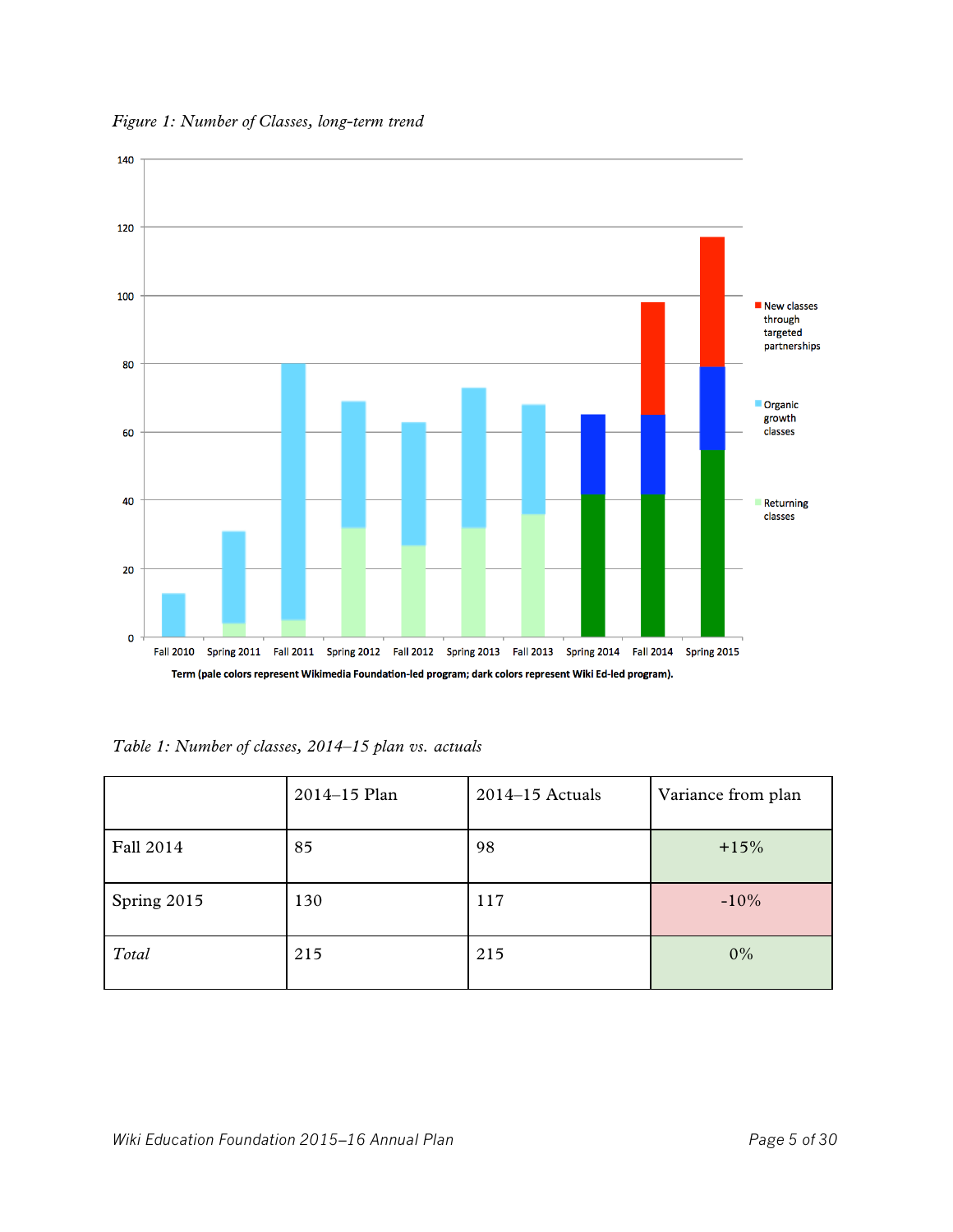*Figure 1: Number of Classes, long-term trend*

*Table 1: Number of classes, 2014–15 plan vs. actuals*

| | 2014–15 Plan | 2014–15 Actuals | Variance from plan |
|---|---|---|---|
| Fall 2014 | 85 | 98 | +15% |
| Spring 2015 | 130 | 117 | -10% |
| *Total* | 215 | 215 | 0% |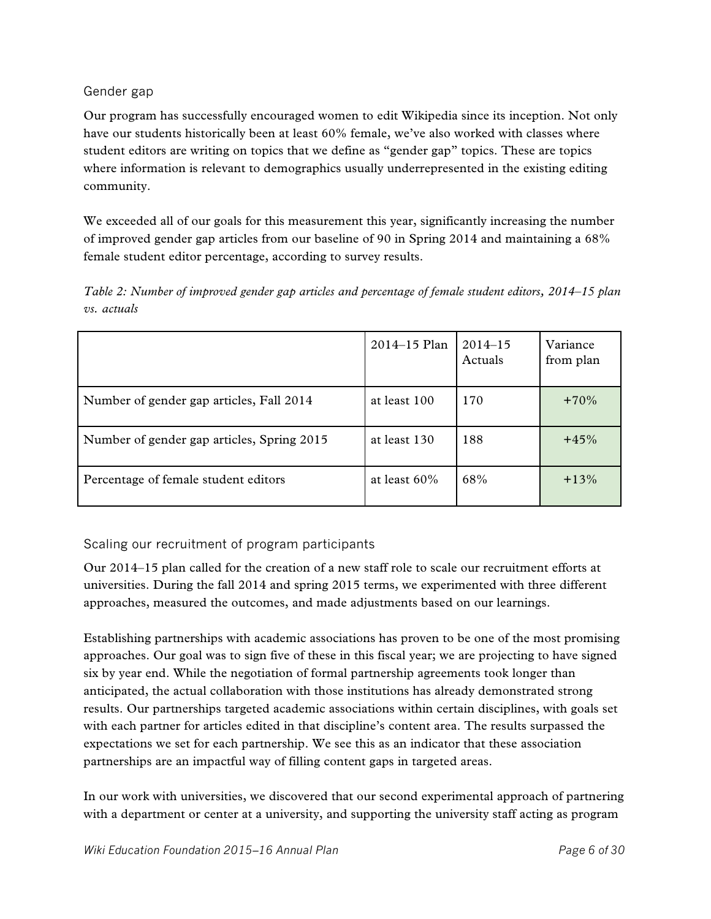## Gender gap

Our program has successfully encouraged women to edit Wikipedia since its inception. Not only have our students historically been at least 60% female, we've also worked with classes where student editors are writing on topics that we define as "gender gap" topics. These are topics where information is relevant to demographics usually underrepresented in the existing editing community.

We exceeded all of our goals for this measurement this year, significantly increasing the number of improved gender gap articles from our baseline of 90 in Spring 2014 and maintaining a 68% female student editor percentage, according to survey results.

*Table 2: Number of improved gender gap articles and percentage of female student editors, 2014–15 plan vs. actuals*

| | 2014–15 Plan | 2014–15 Actuals | Variance from plan |
|---|---|---|---|
| Number of gender gap articles, Fall 2014 | at least 100 | 170 | +70% |
| Number of gender gap articles, Spring 2015 | at least 130 | 188 | +45% |
| Percentage of female student editors | at least 60% | 68% | +13% |

## Scaling our recruitment of program participants

Our 2014–15 plan called for the creation of a new staff role to scale our recruitment efforts at universities. During the fall 2014 and spring 2015 terms, we experimented with three different approaches, measured the outcomes, and made adjustments based on our learnings.

Establishing partnerships with academic associations has proven to be one of the most promising approaches. Our goal was to sign five of these in this fiscal year; we are projecting to have signed six by year end. While the negotiation of formal partnership agreements took longer than anticipated, the actual collaboration with those institutions has already demonstrated strong results. Our partnerships targeted academic associations within certain disciplines, with goals set with each partner for articles edited in that discipline's content area. The results surpassed the expectations we set for each partnership. We see this as an indicator that these association partnerships are an impactful way of filling content gaps in targeted areas.

In our work with universities, we discovered that our second experimental approach of partnering with a department or center at a university, and supporting the university staff acting as program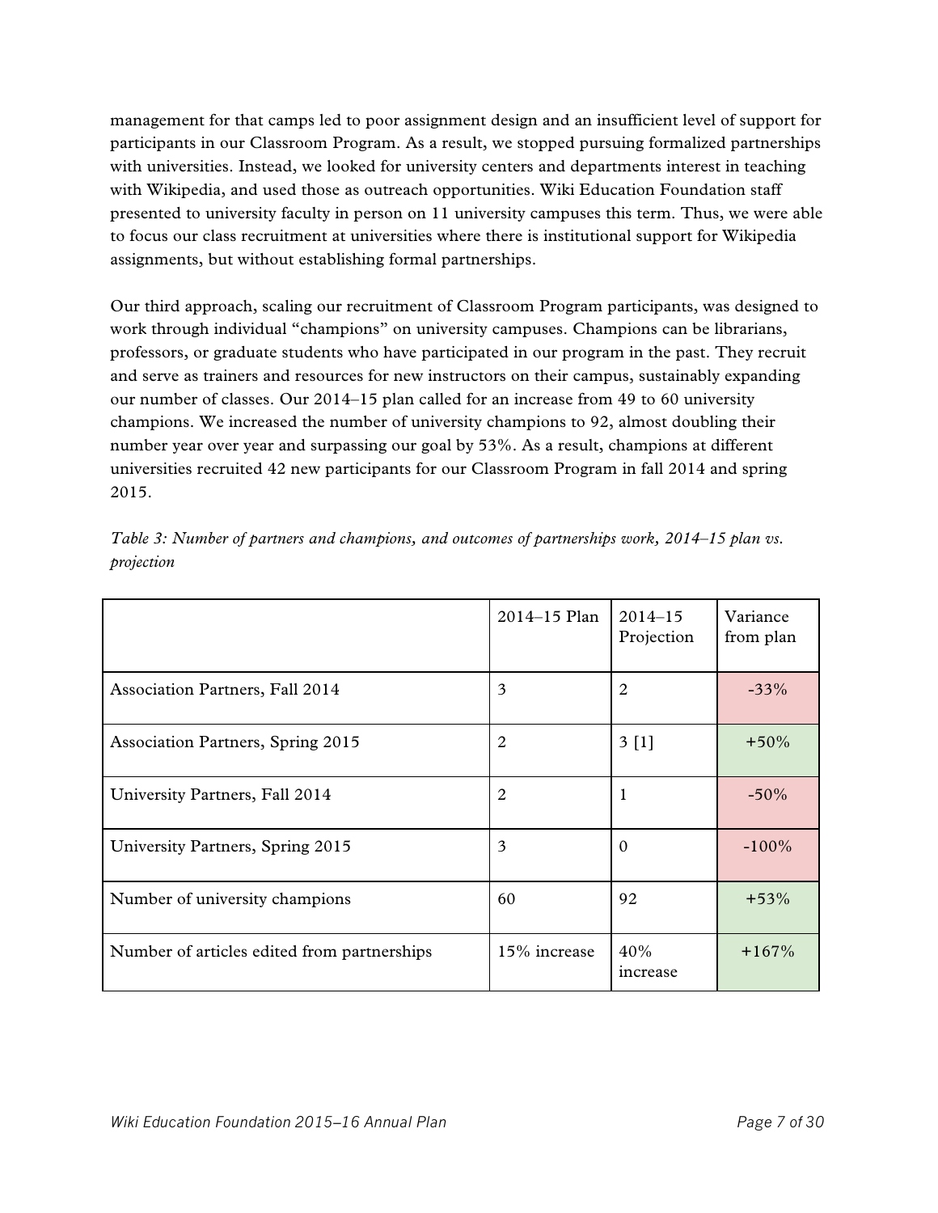management for that camps led to poor assignment design and an insufficient level of support for participants in our Classroom Program. As a result, we stopped pursuing formalized partnerships with universities. Instead, we looked for university centers and departments interest in teaching with Wikipedia, and used those as outreach opportunities. Wiki Education Foundation staff presented to university faculty in person on 11 university campuses this term. Thus, we were able to focus our class recruitment at universities where there is institutional support for Wikipedia assignments, but without establishing formal partnerships.

Our third approach, scaling our recruitment of Classroom Program participants, was designed to work through individual "champions" on university campuses. Champions can be librarians, professors, or graduate students who have participated in our program in the past. They recruit and serve as trainers and resources for new instructors on their campus, sustainably expanding our number of classes. Our 2014–15 plan called for an increase from 49 to 60 university champions. We increased the number of university champions to 92, almost doubling their number year over year and surpassing our goal by 53%. As a result, champions at different universities recruited 42 new participants for our Classroom Program in fall 2014 and spring 2015.

*Table 3: Number of partners and champions, and outcomes of partnerships work, 2014–15 plan vs. projection*

| | 2014–15 Plan | 2014–15 Projection | Variance from plan |
|---|---|---|---|
| Association Partners, Fall 2014 | 3 | 2 | -33% |
| Association Partners, Spring 2015 | 2 | 3 [1] | +50% |
| University Partners, Fall 2014 | 2 | 1 | -50% |
| University Partners, Spring 2015 | 3 | 0 | -100% |
| Number of university champions | 60 | 92 | +53% |
| Number of articles edited from partnerships | 15% increase | 40% increase | +167% |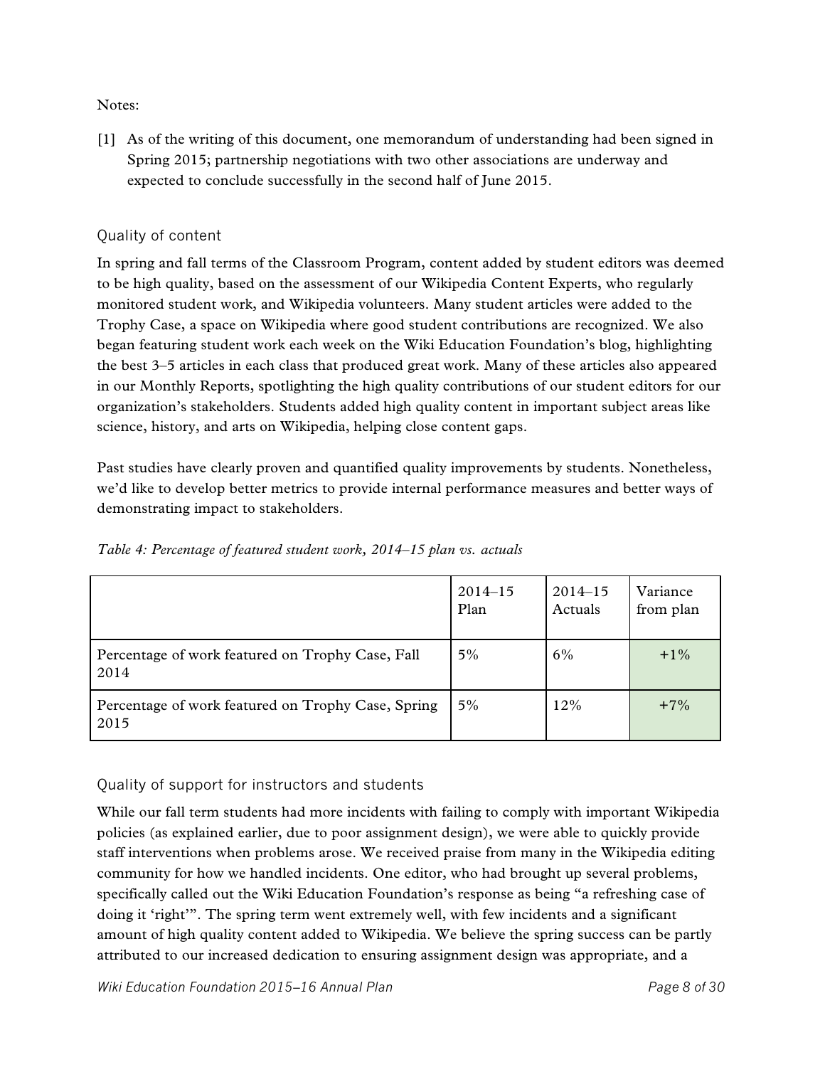Notes:

[1] As of the writing of this document, one memorandum of understanding had been signed in Spring 2015; partnership negotiations with two other associations are underway and expected to conclude successfully in the second half of June 2015.

### Quality of content

In spring and fall terms of the Classroom Program, content added by student editors was deemed to be high quality, based on the assessment of our Wikipedia Content Experts, who regularly monitored student work, and Wikipedia volunteers. Many student articles were added to the Trophy Case, a space on Wikipedia where good student contributions are recognized. We also began featuring student work each week on the Wiki Education Foundation's blog, highlighting the best 3–5 articles in each class that produced great work. Many of these articles also appeared in our Monthly Reports, spotlighting the high quality contributions of our student editors for our organization's stakeholders. Students added high quality content in important subject areas like science, history, and arts on Wikipedia, helping close content gaps.

Past studies have clearly proven and quantified quality improvements by students. Nonetheless, we'd like to develop better metrics to provide internal performance measures and better ways of demonstrating impact to stakeholders.

*Table 4: Percentage of featured student work, 2014–15 plan vs. actuals*

| | 2014–15 Plan | 2014–15 Actuals | Variance from plan |
|---|---|---|---|
| Percentage of work featured on Trophy Case, Fall 2014 | 5% | 6% | +1% |
| Percentage of work featured on Trophy Case, Spring 2015 | 5% | 12% | +7% |

### Quality of support for instructors and students

While our fall term students had more incidents with failing to comply with important Wikipedia policies (as explained earlier, due to poor assignment design), we were able to quickly provide staff interventions when problems arose. We received praise from many in the Wikipedia editing community for how we handled incidents. One editor, who had brought up several problems, specifically called out the Wiki Education Foundation's response as being "a refreshing case of doing it 'right'". The spring term went extremely well, with few incidents and a significant amount of high quality content added to Wikipedia. We believe the spring success can be partly attributed to our increased dedication to ensuring assignment design was appropriate, and a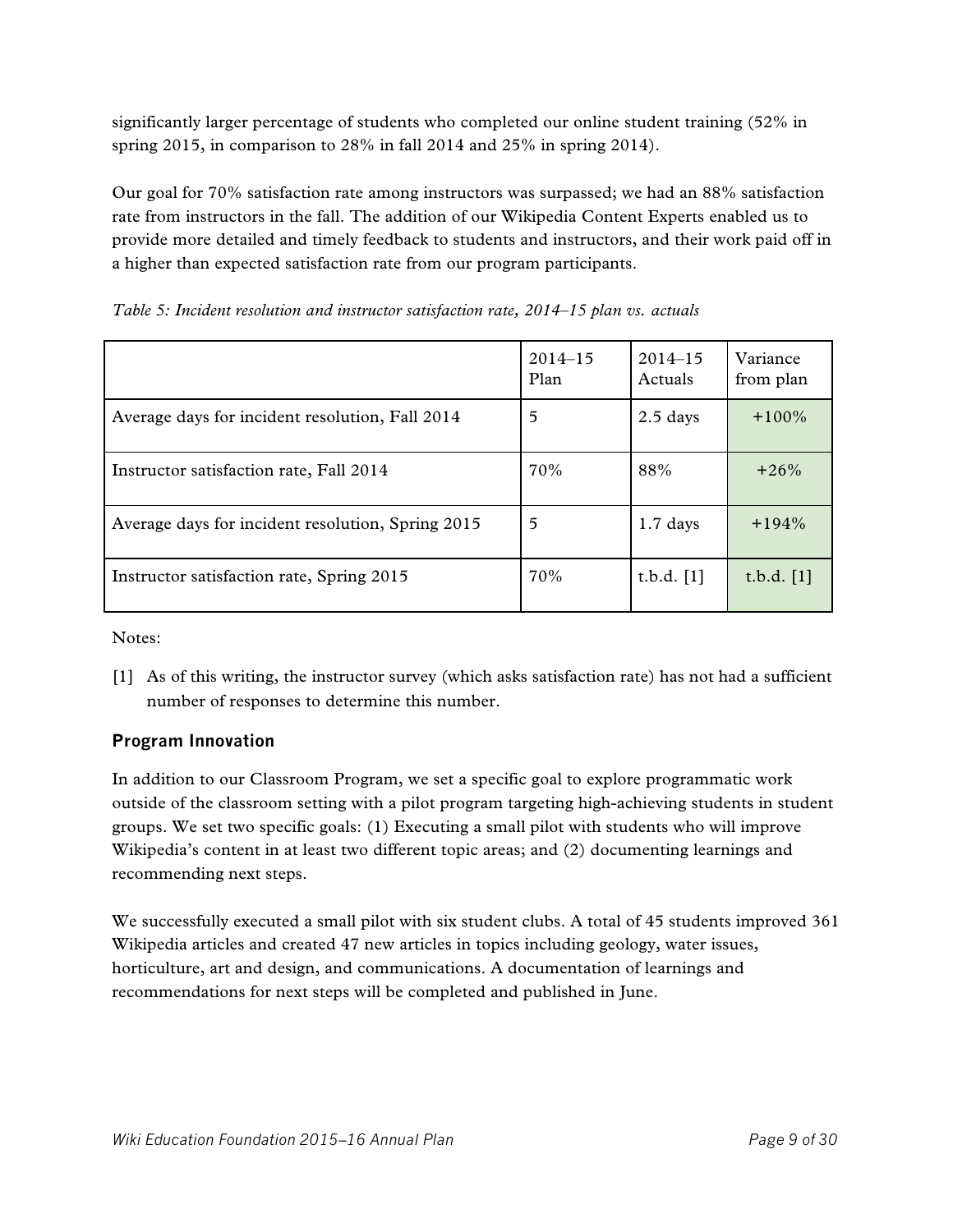significantly larger percentage of students who completed our online student training (52% in spring 2015, in comparison to 28% in fall 2014 and 25% in spring 2014).

Our goal for 70% satisfaction rate among instructors was surpassed; we had an 88% satisfaction rate from instructors in the fall. The addition of our Wikipedia Content Experts enabled us to provide more detailed and timely feedback to students and instructors, and their work paid off in a higher than expected satisfaction rate from our program participants.

*Table 5: Incident resolution and instructor satisfaction rate, 2014–15 plan vs. actuals*

| | 2014–15 Plan | 2014–15 Actuals | Variance from plan |
|---|---|---|---|
| Average days for incident resolution, Fall 2014 | 5 | 2.5 days | +100% |
| Instructor satisfaction rate, Fall 2014 | 70% | 88% | +26% |
| Average days for incident resolution, Spring 2015 | 5 | 1.7 days | +194% |
| Instructor satisfaction rate, Spring 2015 | 70% | t.b.d. [1] | t.b.d. [1] |

Notes:

[1] As of this writing, the instructor survey (which asks satisfaction rate) has not had a sufficient number of responses to determine this number.

### Program Innovation

In addition to our Classroom Program, we set a specific goal to explore programmatic work outside of the classroom setting with a pilot program targeting high-achieving students in student groups. We set two specific goals: (1) Executing a small pilot with students who will improve Wikipedia's content in at least two different topic areas; and (2) documenting learnings and recommending next steps.

We successfully executed a small pilot with six student clubs. A total of 45 students improved 361 Wikipedia articles and created 47 new articles in topics including geology, water issues, horticulture, art and design, and communications. A documentation of learnings and recommendations for next steps will be completed and published in June.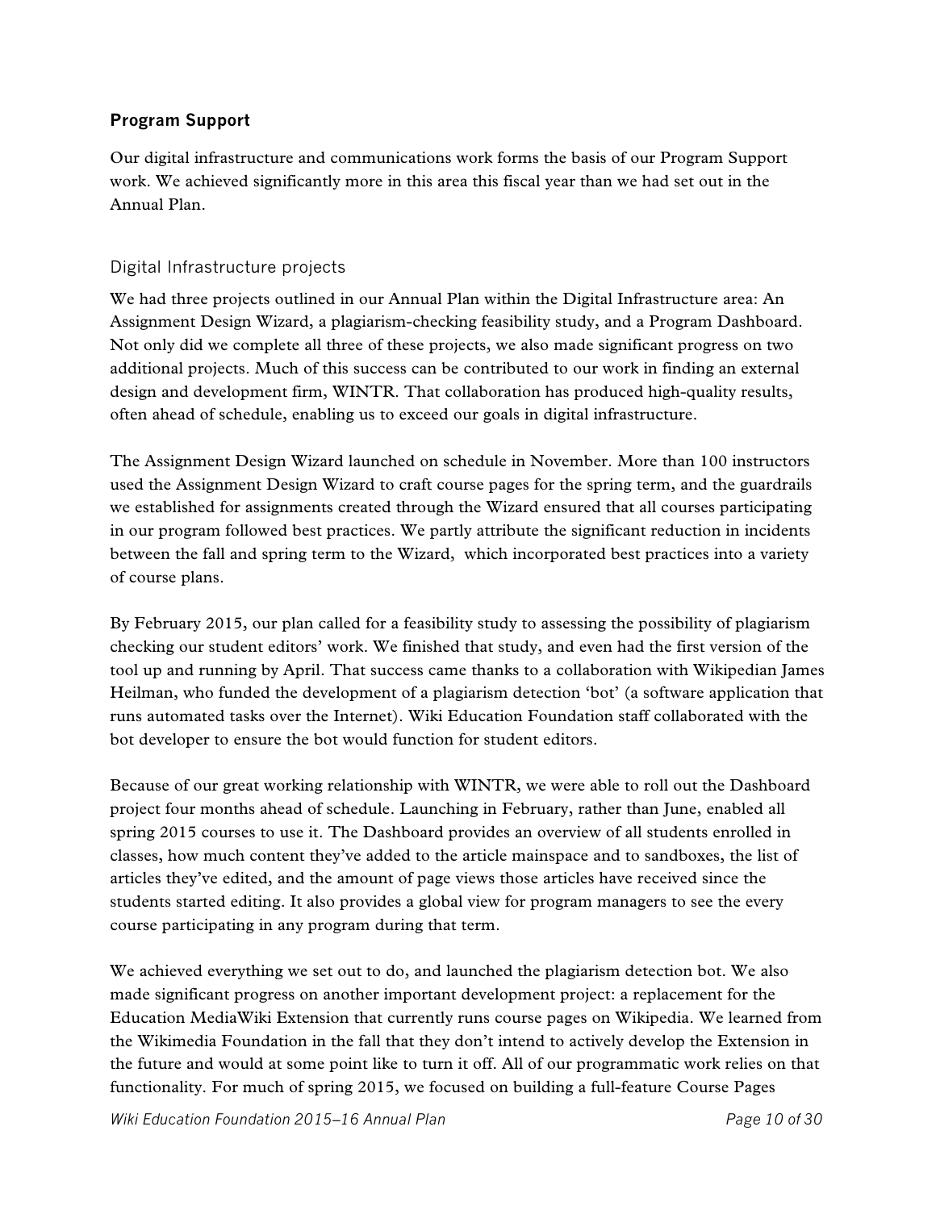## Program Support

Our digital infrastructure and communications work forms the basis of our Program Support work. We achieved significantly more in this area this fiscal year than we had set out in the Annual Plan.

### Digital Infrastructure projects

We had three projects outlined in our Annual Plan within the Digital Infrastructure area: An Assignment Design Wizard, a plagiarism-checking feasibility study, and a Program Dashboard. Not only did we complete all three of these projects, we also made significant progress on two additional projects. Much of this success can be contributed to our work in finding an external design and development firm, WINTR. That collaboration has produced high-quality results, often ahead of schedule, enabling us to exceed our goals in digital infrastructure.

The Assignment Design Wizard launched on schedule in November. More than 100 instructors used the Assignment Design Wizard to craft course pages for the spring term, and the guardrails we established for assignments created through the Wizard ensured that all courses participating in our program followed best practices. We partly attribute the significant reduction in incidents between the fall and spring term to the Wizard,  which incorporated best practices into a variety of course plans.

By February 2015, our plan called for a feasibility study to assessing the possibility of plagiarism checking our student editors' work. We finished that study, and even had the first version of the tool up and running by April. That success came thanks to a collaboration with Wikipedian James Heilman, who funded the development of a plagiarism detection 'bot' (a software application that runs automated tasks over the Internet). Wiki Education Foundation staff collaborated with the bot developer to ensure the bot would function for student editors.

Because of our great working relationship with WINTR, we were able to roll out the Dashboard project four months ahead of schedule. Launching in February, rather than June, enabled all spring 2015 courses to use it. The Dashboard provides an overview of all students enrolled in classes, how much content they've added to the article mainspace and to sandboxes, the list of articles they've edited, and the amount of page views those articles have received since the students started editing. It also provides a global view for program managers to see the every course participating in any program during that term.

We achieved everything we set out to do, and launched the plagiarism detection bot. We also made significant progress on another important development project: a replacement for the Education MediaWiki Extension that currently runs course pages on Wikipedia. We learned from the Wikimedia Foundation in the fall that they don't intend to actively develop the Extension in the future and would at some point like to turn it off. All of our programmatic work relies on that functionality. For much of spring 2015, we focused on building a full-feature Course Pages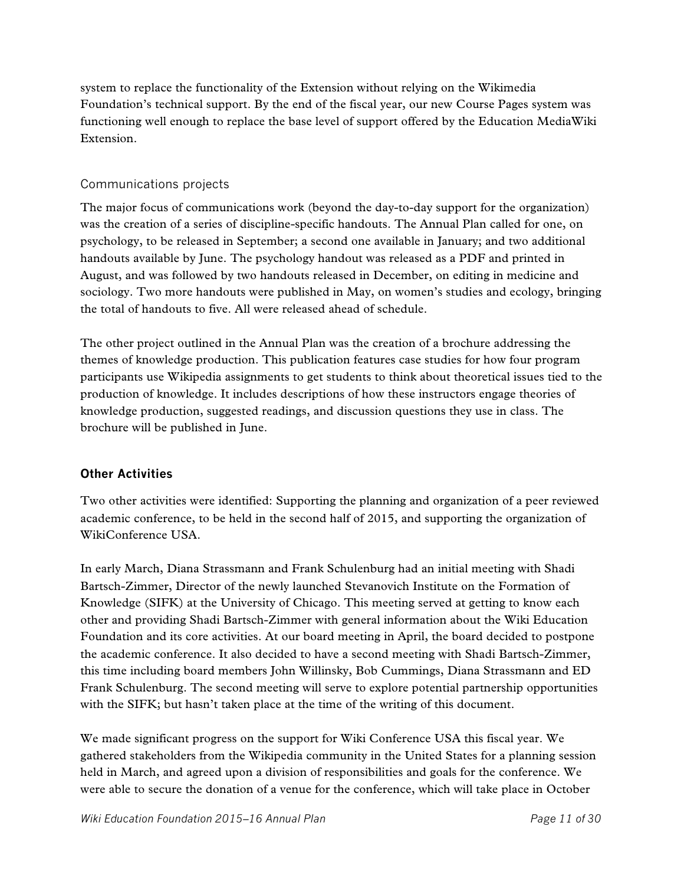system to replace the functionality of the Extension without relying on the Wikimedia Foundation's technical support. By the end of the fiscal year, our new Course Pages system was functioning well enough to replace the base level of support offered by the Education MediaWiki Extension.

### Communications projects

The major focus of communications work (beyond the day-to-day support for the organization) was the creation of a series of discipline-specific handouts. The Annual Plan called for one, on psychology, to be released in September; a second one available in January; and two additional handouts available by June. The psychology handout was released as a PDF and printed in August, and was followed by two handouts released in December, on editing in medicine and sociology. Two more handouts were published in May, on women's studies and ecology, bringing the total of handouts to five. All were released ahead of schedule.

The other project outlined in the Annual Plan was the creation of a brochure addressing the themes of knowledge production. This publication features case studies for how four program participants use Wikipedia assignments to get students to think about theoretical issues tied to the production of knowledge. It includes descriptions of how these instructors engage theories of knowledge production, suggested readings, and discussion questions they use in class. The brochure will be published in June.

## Other Activities

Two other activities were identified: Supporting the planning and organization of a peer reviewed academic conference, to be held in the second half of 2015, and supporting the organization of WikiConference USA.

In early March, Diana Strassmann and Frank Schulenburg had an initial meeting with Shadi Bartsch-Zimmer, Director of the newly launched Stevanovich Institute on the Formation of Knowledge (SIFK) at the University of Chicago. This meeting served at getting to know each other and providing Shadi Bartsch-Zimmer with general information about the Wiki Education Foundation and its core activities. At our board meeting in April, the board decided to postpone the academic conference. It also decided to have a second meeting with Shadi Bartsch-Zimmer, this time including board members John Willinsky, Bob Cummings, Diana Strassmann and ED Frank Schulenburg. The second meeting will serve to explore potential partnership opportunities with the SIFK; but hasn't taken place at the time of the writing of this document.

We made significant progress on the support for Wiki Conference USA this fiscal year. We gathered stakeholders from the Wikipedia community in the United States for a planning session held in March, and agreed upon a division of responsibilities and goals for the conference. We were able to secure the donation of a venue for the conference, which will take place in October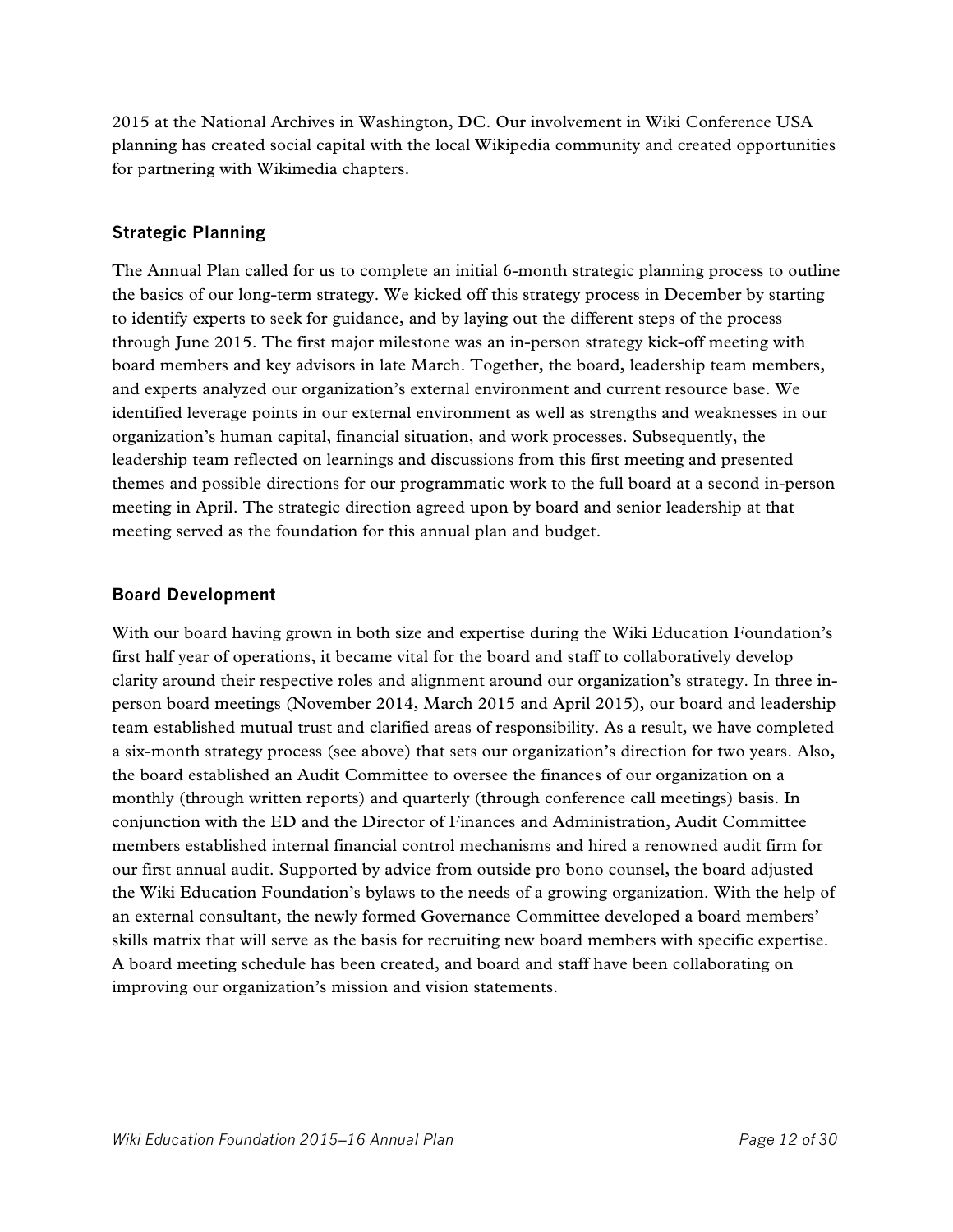2015 at the National Archives in Washington, DC. Our involvement in Wiki Conference USA planning has created social capital with the local Wikipedia community and created opportunities for partnering with Wikimedia chapters.

### Strategic Planning

The Annual Plan called for us to complete an initial 6-month strategic planning process to outline the basics of our long-term strategy. We kicked off this strategy process in December by starting to identify experts to seek for guidance, and by laying out the different steps of the process through June 2015. The first major milestone was an in-person strategy kick-off meeting with board members and key advisors in late March. Together, the board, leadership team members, and experts analyzed our organization's external environment and current resource base. We identified leverage points in our external environment as well as strengths and weaknesses in our organization's human capital, financial situation, and work processes. Subsequently, the leadership team reflected on learnings and discussions from this first meeting and presented themes and possible directions for our programmatic work to the full board at a second in-person meeting in April. The strategic direction agreed upon by board and senior leadership at that meeting served as the foundation for this annual plan and budget.

### Board Development

With our board having grown in both size and expertise during the Wiki Education Foundation's first half year of operations, it became vital for the board and staff to collaboratively develop clarity around their respective roles and alignment around our organization's strategy. In three in-person board meetings (November 2014, March 2015 and April 2015), our board and leadership team established mutual trust and clarified areas of responsibility. As a result, we have completed a six-month strategy process (see above) that sets our organization's direction for two years. Also, the board established an Audit Committee to oversee the finances of our organization on a monthly (through written reports) and quarterly (through conference call meetings) basis. In conjunction with the ED and the Director of Finances and Administration, Audit Committee members established internal financial control mechanisms and hired a renowned audit firm for our first annual audit. Supported by advice from outside pro bono counsel, the board adjusted the Wiki Education Foundation's bylaws to the needs of a growing organization. With the help of an external consultant, the newly formed Governance Committee developed a board members' skills matrix that will serve as the basis for recruiting new board members with specific expertise. A board meeting schedule has been created, and board and staff have been collaborating on improving our organization's mission and vision statements.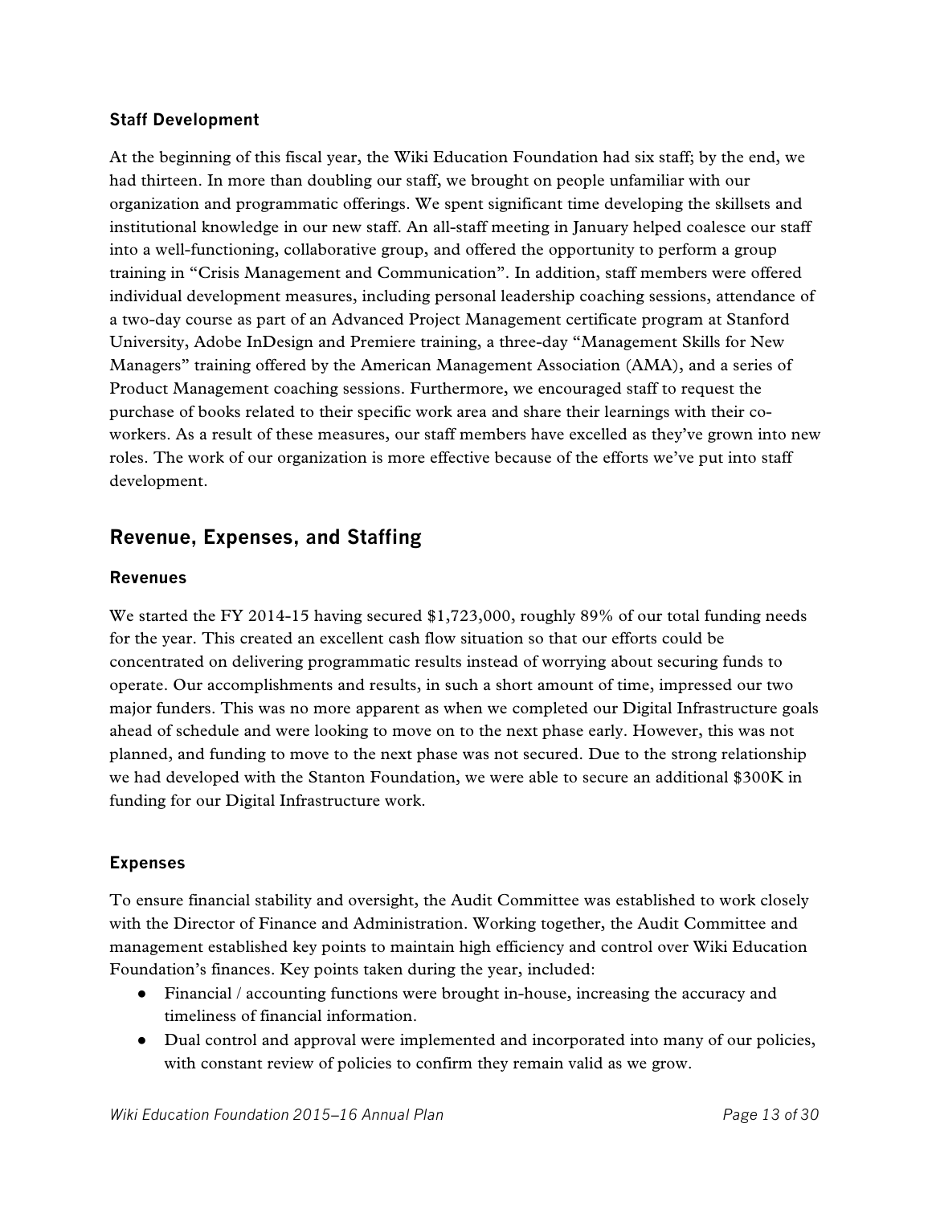### Staff Development

At the beginning of this fiscal year, the Wiki Education Foundation had six staff; by the end, we had thirteen. In more than doubling our staff, we brought on people unfamiliar with our organization and programmatic offerings. We spent significant time developing the skillsets and institutional knowledge in our new staff. An all-staff meeting in January helped coalesce our staff into a well-functioning, collaborative group, and offered the opportunity to perform a group training in "Crisis Management and Communication". In addition, staff members were offered individual development measures, including personal leadership coaching sessions, attendance of a two-day course as part of an Advanced Project Management certificate program at Stanford University, Adobe InDesign and Premiere training, a three-day "Management Skills for New Managers" training offered by the American Management Association (AMA), and a series of Product Management coaching sessions. Furthermore, we encouraged staff to request the purchase of books related to their specific work area and share their learnings with their co-workers. As a result of these measures, our staff members have excelled as they've grown into new roles. The work of our organization is more effective because of the efforts we've put into staff development.

## Revenue, Expenses, and Staffing

### Revenues

We started the FY 2014-15 having secured $1,723,000, roughly 89% of our total funding needs for the year. This created an excellent cash flow situation so that our efforts could be concentrated on delivering programmatic results instead of worrying about securing funds to operate. Our accomplishments and results, in such a short amount of time, impressed our two major funders. This was no more apparent as when we completed our Digital Infrastructure goals ahead of schedule and were looking to move on to the next phase early. However, this was not planned, and funding to move to the next phase was not secured. Due to the strong relationship we had developed with the Stanton Foundation, we were able to secure an additional $300K in funding for our Digital Infrastructure work.

### Expenses

To ensure financial stability and oversight, the Audit Committee was established to work closely with the Director of Finance and Administration. Working together, the Audit Committee and management established key points to maintain high efficiency and control over Wiki Education Foundation's finances. Key points taken during the year, included:

- Financial / accounting functions were brought in-house, increasing the accuracy and timeliness of financial information.
- Dual control and approval were implemented and incorporated into many of our policies, with constant review of policies to confirm they remain valid as we grow.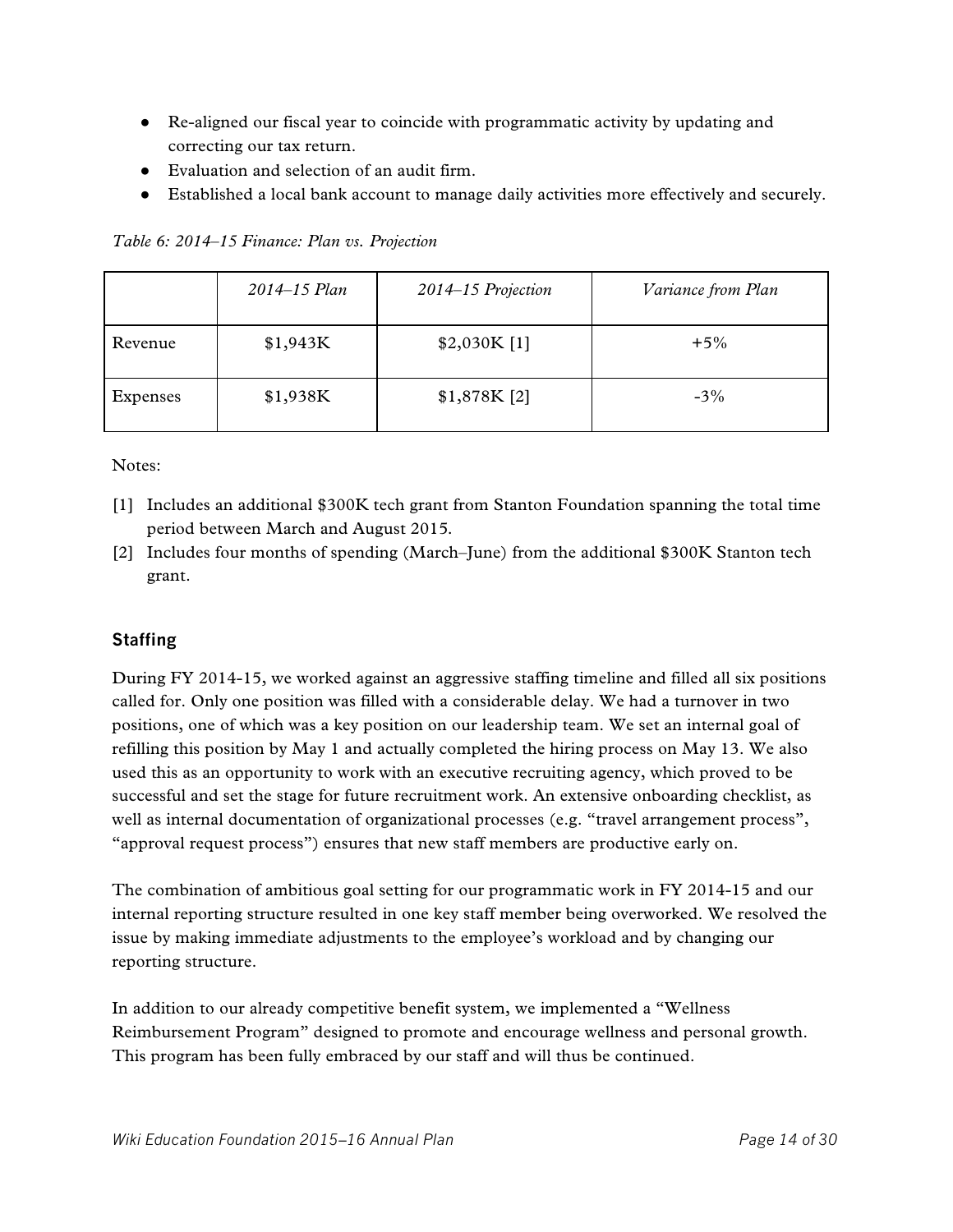- Re-aligned our fiscal year to coincide with programmatic activity by updating and correcting our tax return.
- Evaluation and selection of an audit firm.
- Established a local bank account to manage daily activities more effectively and securely.

*Table 6: 2014–15 Finance: Plan vs. Projection*

| | *2014–15 Plan* | *2014–15 Projection* | *Variance from Plan* |
|---|---|---|---|
| Revenue | $1,943K | $2,030K [1] | +5% |
| Expenses | $1,938K | $1,878K [2] | -3% |

Notes:

[1] Includes an additional $300K tech grant from Stanton Foundation spanning the total time period between March and August 2015.

[2] Includes four months of spending (March–June) from the additional $300K Stanton tech grant.

### Staffing

During FY 2014-15, we worked against an aggressive staffing timeline and filled all six positions called for. Only one position was filled with a considerable delay. We had a turnover in two positions, one of which was a key position on our leadership team. We set an internal goal of refilling this position by May 1 and actually completed the hiring process on May 13. We also used this as an opportunity to work with an executive recruiting agency, which proved to be successful and set the stage for future recruitment work. An extensive onboarding checklist, as well as internal documentation of organizational processes (e.g. "travel arrangement process", "approval request process") ensures that new staff members are productive early on.

The combination of ambitious goal setting for our programmatic work in FY 2014-15 and our internal reporting structure resulted in one key staff member being overworked. We resolved the issue by making immediate adjustments to the employee's workload and by changing our reporting structure.

In addition to our already competitive benefit system, we implemented a "Wellness Reimbursement Program" designed to promote and encourage wellness and personal growth. This program has been fully embraced by our staff and will thus be continued.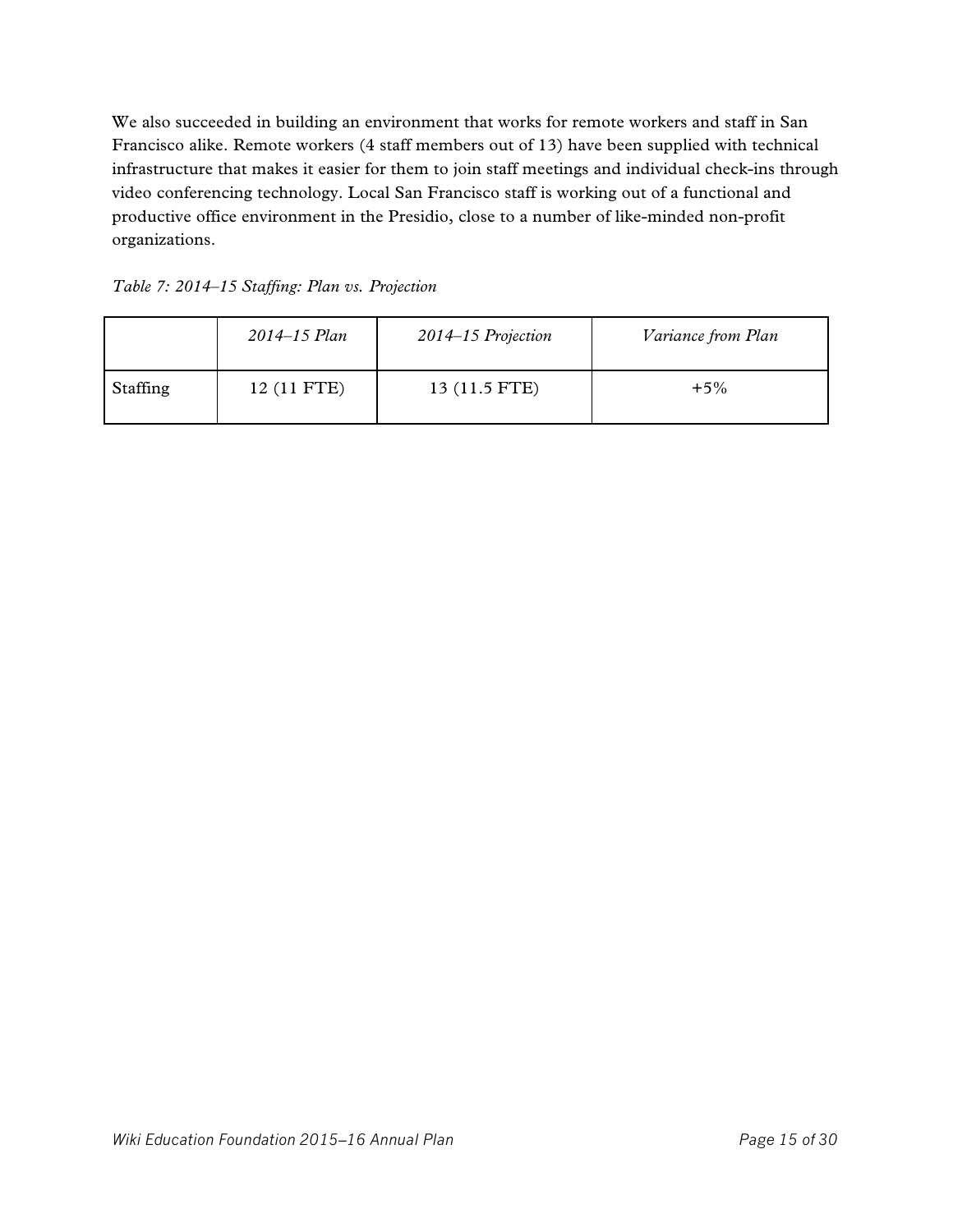We also succeeded in building an environment that works for remote workers and staff in San Francisco alike. Remote workers (4 staff members out of 13) have been supplied with technical infrastructure that makes it easier for them to join staff meetings and individual check-ins through video conferencing technology. Local San Francisco staff is working out of a functional and productive office environment in the Presidio, close to a number of like-minded non-profit organizations.

*Table 7: 2014–15 Staffing: Plan vs. Projection*

| | *2014–15 Plan* | *2014–15 Projection* | *Variance from Plan* |
|---|---|---|---|
| Staffing | 12 (11 FTE) | 13 (11.5 FTE) | +5% |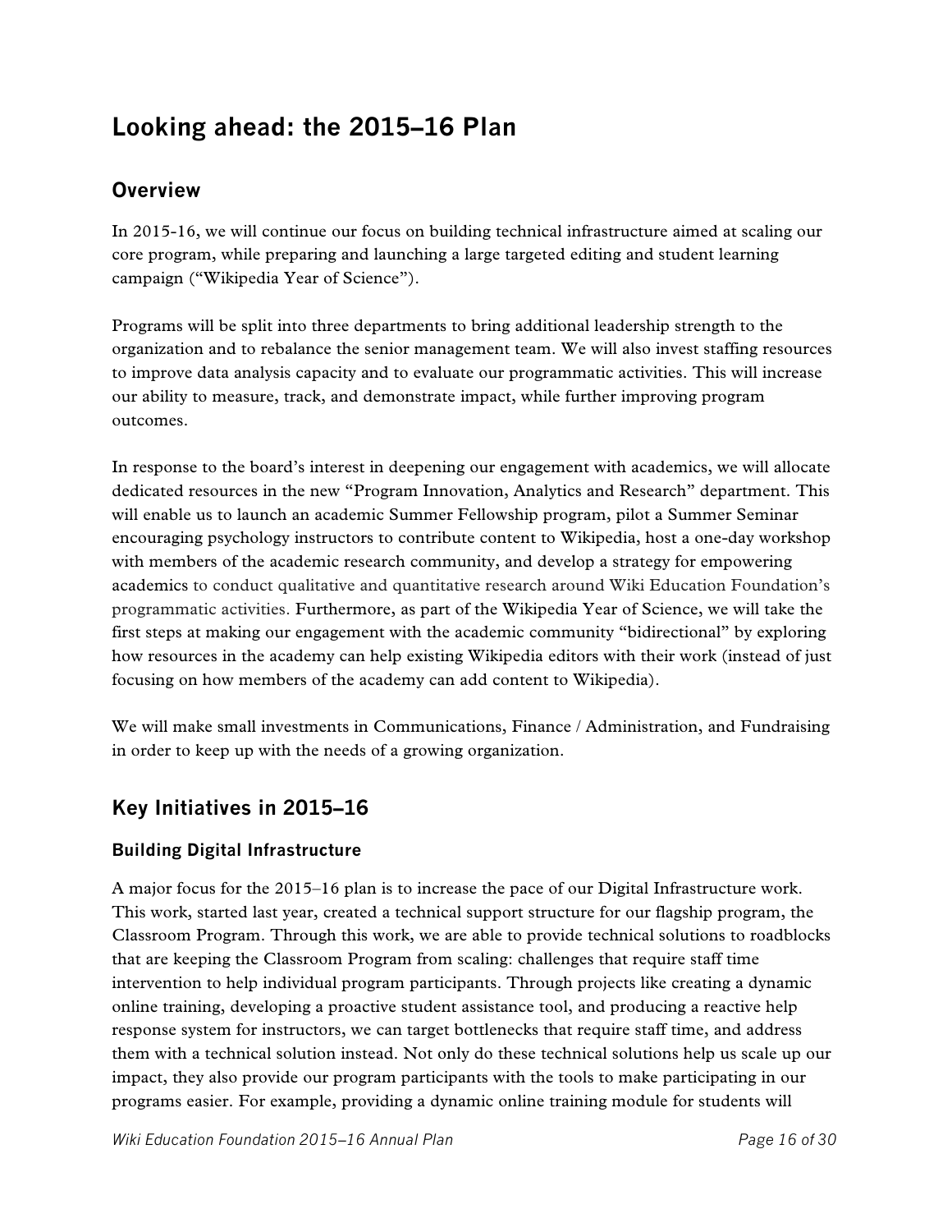# Looking ahead: the 2015–16 Plan

## Overview

In 2015-16, we will continue our focus on building technical infrastructure aimed at scaling our core program, while preparing and launching a large targeted editing and student learning campaign ("Wikipedia Year of Science").

Programs will be split into three departments to bring additional leadership strength to the organization and to rebalance the senior management team. We will also invest staffing resources to improve data analysis capacity and to evaluate our programmatic activities. This will increase our ability to measure, track, and demonstrate impact, while further improving program outcomes.

In response to the board's interest in deepening our engagement with academics, we will allocate dedicated resources in the new "Program Innovation, Analytics and Research" department. This will enable us to launch an academic Summer Fellowship program, pilot a Summer Seminar encouraging psychology instructors to contribute content to Wikipedia, host a one-day workshop with members of the academic research community, and develop a strategy for empowering academics to conduct qualitative and quantitative research around Wiki Education Foundation's programmatic activities. Furthermore, as part of the Wikipedia Year of Science, we will take the first steps at making our engagement with the academic community "bidirectional" by exploring how resources in the academy can help existing Wikipedia editors with their work (instead of just focusing on how members of the academy can add content to Wikipedia).

We will make small investments in Communications, Finance / Administration, and Fundraising in order to keep up with the needs of a growing organization.

## Key Initiatives in 2015–16

### Building Digital Infrastructure

A major focus for the 2015–16 plan is to increase the pace of our Digital Infrastructure work. This work, started last year, created a technical support structure for our flagship program, the Classroom Program. Through this work, we are able to provide technical solutions to roadblocks that are keeping the Classroom Program from scaling: challenges that require staff time intervention to help individual program participants. Through projects like creating a dynamic online training, developing a proactive student assistance tool, and producing a reactive help response system for instructors, we can target bottlenecks that require staff time, and address them with a technical solution instead. Not only do these technical solutions help us scale up our impact, they also provide our program participants with the tools to make participating in our programs easier. For example, providing a dynamic online training module for students will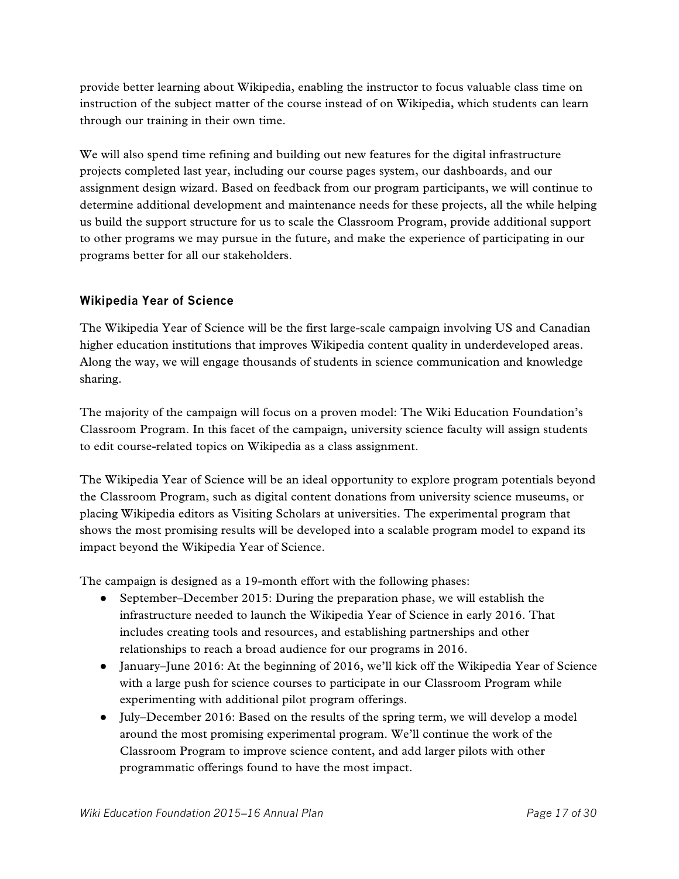provide better learning about Wikipedia, enabling the instructor to focus valuable class time on instruction of the subject matter of the course instead of on Wikipedia, which students can learn through our training in their own time.

We will also spend time refining and building out new features for the digital infrastructure projects completed last year, including our course pages system, our dashboards, and our assignment design wizard. Based on feedback from our program participants, we will continue to determine additional development and maintenance needs for these projects, all the while helping us build the support structure for us to scale the Classroom Program, provide additional support to other programs we may pursue in the future, and make the experience of participating in our programs better for all our stakeholders.

### Wikipedia Year of Science

The Wikipedia Year of Science will be the first large-scale campaign involving US and Canadian higher education institutions that improves Wikipedia content quality in underdeveloped areas. Along the way, we will engage thousands of students in science communication and knowledge sharing.

The majority of the campaign will focus on a proven model: The Wiki Education Foundation's Classroom Program. In this facet of the campaign, university science faculty will assign students to edit course-related topics on Wikipedia as a class assignment.

The Wikipedia Year of Science will be an ideal opportunity to explore program potentials beyond the Classroom Program, such as digital content donations from university science museums, or placing Wikipedia editors as Visiting Scholars at universities. The experimental program that shows the most promising results will be developed into a scalable program model to expand its impact beyond the Wikipedia Year of Science.

The campaign is designed as a 19-month effort with the following phases:

- September–December 2015: During the preparation phase, we will establish the infrastructure needed to launch the Wikipedia Year of Science in early 2016. That includes creating tools and resources, and establishing partnerships and other relationships to reach a broad audience for our programs in 2016.
- January–June 2016: At the beginning of 2016, we'll kick off the Wikipedia Year of Science with a large push for science courses to participate in our Classroom Program while experimenting with additional pilot program offerings.
- July–December 2016: Based on the results of the spring term, we will develop a model around the most promising experimental program. We'll continue the work of the Classroom Program to improve science content, and add larger pilots with other programmatic offerings found to have the most impact.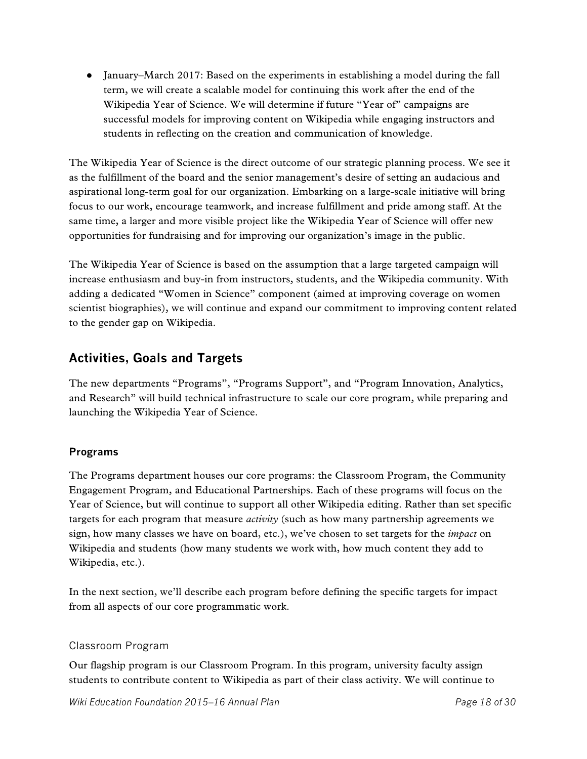- January–March 2017: Based on the experiments in establishing a model during the fall term, we will create a scalable model for continuing this work after the end of the Wikipedia Year of Science. We will determine if future "Year of" campaigns are successful models for improving content on Wikipedia while engaging instructors and students in reflecting on the creation and communication of knowledge.

The Wikipedia Year of Science is the direct outcome of our strategic planning process. We see it as the fulfillment of the board and the senior management's desire of setting an audacious and aspirational long-term goal for our organization. Embarking on a large-scale initiative will bring focus to our work, encourage teamwork, and increase fulfillment and pride among staff. At the same time, a larger and more visible project like the Wikipedia Year of Science will offer new opportunities for fundraising and for improving our organization's image in the public.

The Wikipedia Year of Science is based on the assumption that a large targeted campaign will increase enthusiasm and buy-in from instructors, students, and the Wikipedia community. With adding a dedicated "Women in Science" component (aimed at improving coverage on women scientist biographies), we will continue and expand our commitment to improving content related to the gender gap on Wikipedia.

## Activities, Goals and Targets

The new departments "Programs", "Programs Support", and "Program Innovation, Analytics, and Research" will build technical infrastructure to scale our core program, while preparing and launching the Wikipedia Year of Science.

### Programs

The Programs department houses our core programs: the Classroom Program, the Community Engagement Program, and Educational Partnerships. Each of these programs will focus on the Year of Science, but will continue to support all other Wikipedia editing. Rather than set specific targets for each program that measure *activity* (such as how many partnership agreements we sign, how many classes we have on board, etc.), we've chosen to set targets for the *impact* on Wikipedia and students (how many students we work with, how much content they add to Wikipedia, etc.).

In the next section, we'll describe each program before defining the specific targets for impact from all aspects of our core programmatic work.

#### Classroom Program

Our flagship program is our Classroom Program. In this program, university faculty assign students to contribute content to Wikipedia as part of their class activity. We will continue to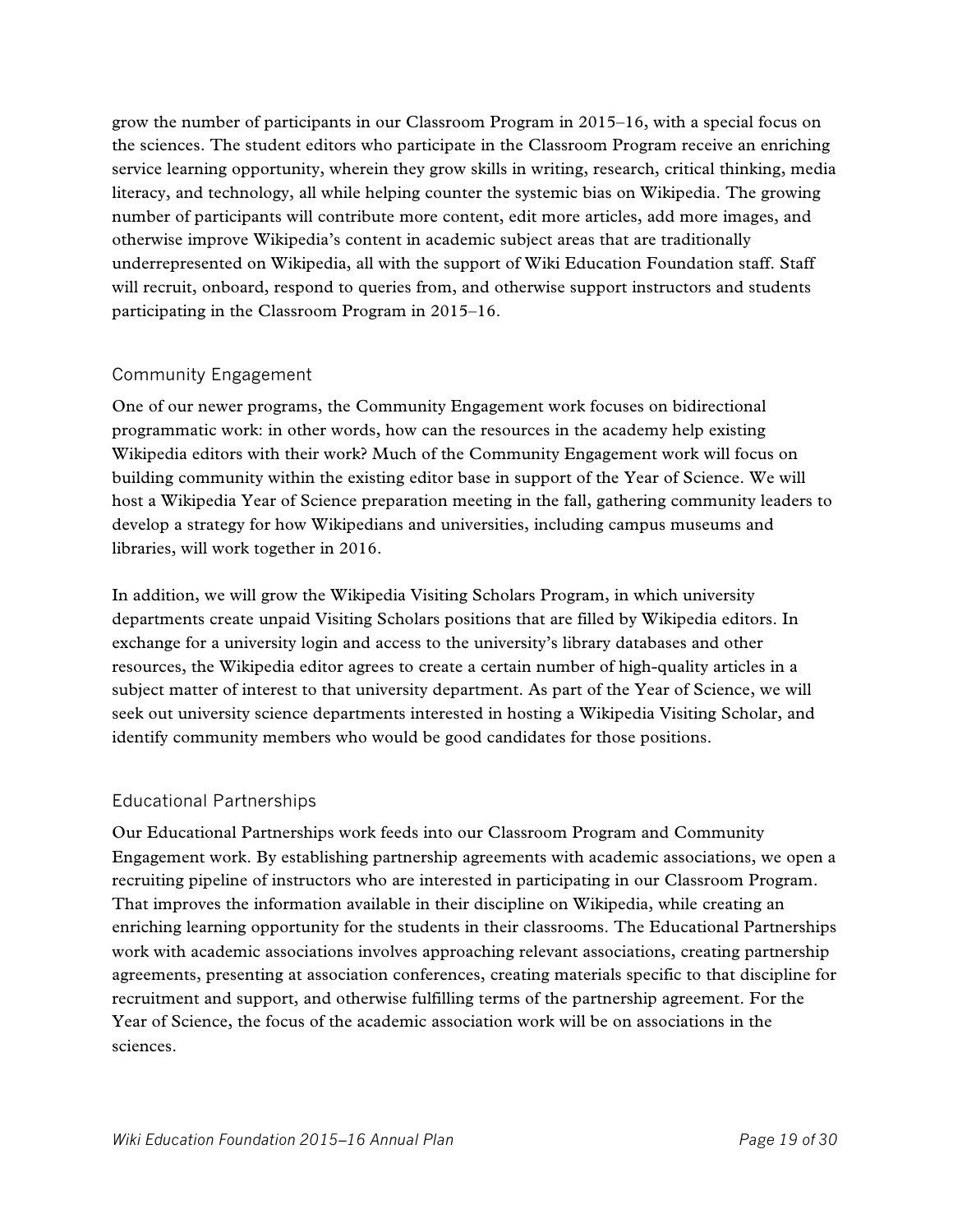grow the number of participants in our Classroom Program in 2015–16, with a special focus on the sciences. The student editors who participate in the Classroom Program receive an enriching service learning opportunity, wherein they grow skills in writing, research, critical thinking, media literacy, and technology, all while helping counter the systemic bias on Wikipedia. The growing number of participants will contribute more content, edit more articles, add more images, and otherwise improve Wikipedia's content in academic subject areas that are traditionally underrepresented on Wikipedia, all with the support of Wiki Education Foundation staff. Staff will recruit, onboard, respond to queries from, and otherwise support instructors and students participating in the Classroom Program in 2015–16.

### Community Engagement

One of our newer programs, the Community Engagement work focuses on bidirectional programmatic work: in other words, how can the resources in the academy help existing Wikipedia editors with their work? Much of the Community Engagement work will focus on building community within the existing editor base in support of the Year of Science. We will host a Wikipedia Year of Science preparation meeting in the fall, gathering community leaders to develop a strategy for how Wikipedians and universities, including campus museums and libraries, will work together in 2016.

In addition, we will grow the Wikipedia Visiting Scholars Program, in which university departments create unpaid Visiting Scholars positions that are filled by Wikipedia editors. In exchange for a university login and access to the university's library databases and other resources, the Wikipedia editor agrees to create a certain number of high-quality articles in a subject matter of interest to that university department. As part of the Year of Science, we will seek out university science departments interested in hosting a Wikipedia Visiting Scholar, and identify community members who would be good candidates for those positions.

### Educational Partnerships

Our Educational Partnerships work feeds into our Classroom Program and Community Engagement work. By establishing partnership agreements with academic associations, we open a recruiting pipeline of instructors who are interested in participating in our Classroom Program. That improves the information available in their discipline on Wikipedia, while creating an enriching learning opportunity for the students in their classrooms. The Educational Partnerships work with academic associations involves approaching relevant associations, creating partnership agreements, presenting at association conferences, creating materials specific to that discipline for recruitment and support, and otherwise fulfilling terms of the partnership agreement. For the Year of Science, the focus of the academic association work will be on associations in the sciences.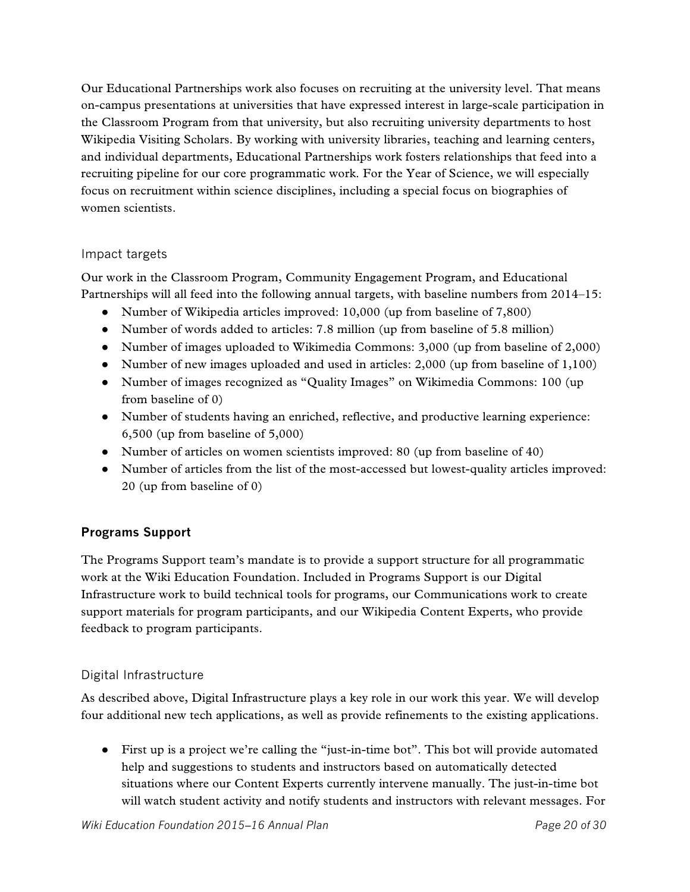Our Educational Partnerships work also focuses on recruiting at the university level. That means on-campus presentations at universities that have expressed interest in large-scale participation in the Classroom Program from that university, but also recruiting university departments to host Wikipedia Visiting Scholars. By working with university libraries, teaching and learning centers, and individual departments, Educational Partnerships work fosters relationships that feed into a recruiting pipeline for our core programmatic work. For the Year of Science, we will especially focus on recruitment within science disciplines, including a special focus on biographies of women scientists.

### Impact targets

Our work in the Classroom Program, Community Engagement Program, and Educational Partnerships will all feed into the following annual targets, with baseline numbers from 2014–15:

- Number of Wikipedia articles improved: 10,000 (up from baseline of 7,800)
- Number of words added to articles: 7.8 million (up from baseline of 5.8 million)
- Number of images uploaded to Wikimedia Commons: 3,000 (up from baseline of 2,000)
- Number of new images uploaded and used in articles: 2,000 (up from baseline of 1,100)
- Number of images recognized as "Quality Images" on Wikimedia Commons: 100 (up from baseline of 0)
- Number of students having an enriched, reflective, and productive learning experience: 6,500 (up from baseline of 5,000)
- Number of articles on women scientists improved: 80 (up from baseline of 40)
- Number of articles from the list of the most-accessed but lowest-quality articles improved: 20 (up from baseline of 0)

## Programs Support

The Programs Support team's mandate is to provide a support structure for all programmatic work at the Wiki Education Foundation. Included in Programs Support is our Digital Infrastructure work to build technical tools for programs, our Communications work to create support materials for program participants, and our Wikipedia Content Experts, who provide feedback to program participants.

### Digital Infrastructure

As described above, Digital Infrastructure plays a key role in our work this year. We will develop four additional new tech applications, as well as provide refinements to the existing applications.

- First up is a project we're calling the "just-in-time bot". This bot will provide automated help and suggestions to students and instructors based on automatically detected situations where our Content Experts currently intervene manually. The just-in-time bot will watch student activity and notify students and instructors with relevant messages. For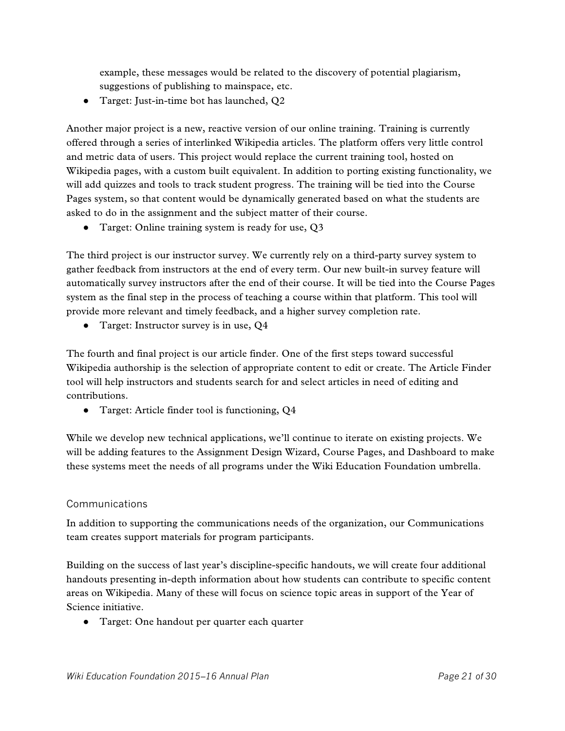example, these messages would be related to the discovery of potential plagiarism, suggestions of publishing to mainspace, etc.

- Target: Just-in-time bot has launched, Q2

Another major project is a new, reactive version of our online training. Training is currently offered through a series of interlinked Wikipedia articles. The platform offers very little control and metric data of users. This project would replace the current training tool, hosted on Wikipedia pages, with a custom built equivalent. In addition to porting existing functionality, we will add quizzes and tools to track student progress. The training will be tied into the Course Pages system, so that content would be dynamically generated based on what the students are asked to do in the assignment and the subject matter of their course.

- Target: Online training system is ready for use, Q3

The third project is our instructor survey. We currently rely on a third-party survey system to gather feedback from instructors at the end of every term. Our new built-in survey feature will automatically survey instructors after the end of their course. It will be tied into the Course Pages system as the final step in the process of teaching a course within that platform. This tool will provide more relevant and timely feedback, and a higher survey completion rate.

- Target: Instructor survey is in use, Q4

The fourth and final project is our article finder. One of the first steps toward successful Wikipedia authorship is the selection of appropriate content to edit or create. The Article Finder tool will help instructors and students search for and select articles in need of editing and contributions.

- Target: Article finder tool is functioning, Q4

While we develop new technical applications, we'll continue to iterate on existing projects. We will be adding features to the Assignment Design Wizard, Course Pages, and Dashboard to make these systems meet the needs of all programs under the Wiki Education Foundation umbrella.

### Communications

In addition to supporting the communications needs of the organization, our Communications team creates support materials for program participants.

Building on the success of last year's discipline-specific handouts, we will create four additional handouts presenting in-depth information about how students can contribute to specific content areas on Wikipedia. Many of these will focus on science topic areas in support of the Year of Science initiative.

- Target: One handout per quarter each quarter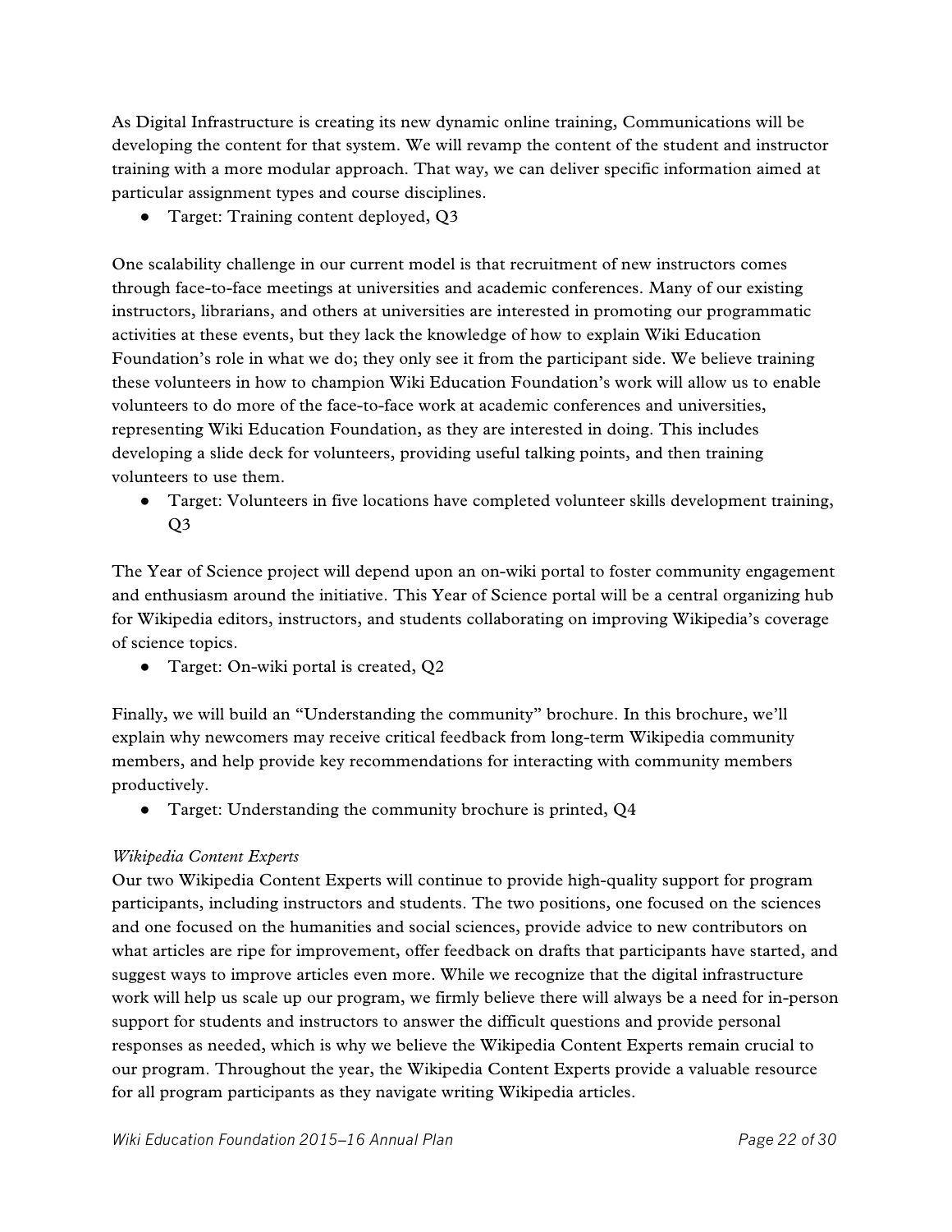As Digital Infrastructure is creating its new dynamic online training, Communications will be developing the content for that system. We will revamp the content of the student and instructor training with a more modular approach. That way, we can deliver specific information aimed at particular assignment types and course disciplines.

- Target: Training content deployed, Q3

One scalability challenge in our current model is that recruitment of new instructors comes through face-to-face meetings at universities and academic conferences. Many of our existing instructors, librarians, and others at universities are interested in promoting our programmatic activities at these events, but they lack the knowledge of how to explain Wiki Education Foundation's role in what we do; they only see it from the participant side. We believe training these volunteers in how to champion Wiki Education Foundation's work will allow us to enable volunteers to do more of the face-to-face work at academic conferences and universities, representing Wiki Education Foundation, as they are interested in doing. This includes developing a slide deck for volunteers, providing useful talking points, and then training volunteers to use them.

- Target: Volunteers in five locations have completed volunteer skills development training, Q3

The Year of Science project will depend upon an on-wiki portal to foster community engagement and enthusiasm around the initiative. This Year of Science portal will be a central organizing hub for Wikipedia editors, instructors, and students collaborating on improving Wikipedia's coverage of science topics.

- Target: On-wiki portal is created, Q2

Finally, we will build an "Understanding the community" brochure. In this brochure, we'll explain why newcomers may receive critical feedback from long-term Wikipedia community members, and help provide key recommendations for interacting with community members productively.

- Target: Understanding the community brochure is printed, Q4

*Wikipedia Content Experts*

Our two Wikipedia Content Experts will continue to provide high-quality support for program participants, including instructors and students. The two positions, one focused on the sciences and one focused on the humanities and social sciences, provide advice to new contributors on what articles are ripe for improvement, offer feedback on drafts that participants have started, and suggest ways to improve articles even more. While we recognize that the digital infrastructure work will help us scale up our program, we firmly believe there will always be a need for in-person support for students and instructors to answer the difficult questions and provide personal responses as needed, which is why we believe the Wikipedia Content Experts remain crucial to our program. Throughout the year, the Wikipedia Content Experts provide a valuable resource for all program participants as they navigate writing Wikipedia articles.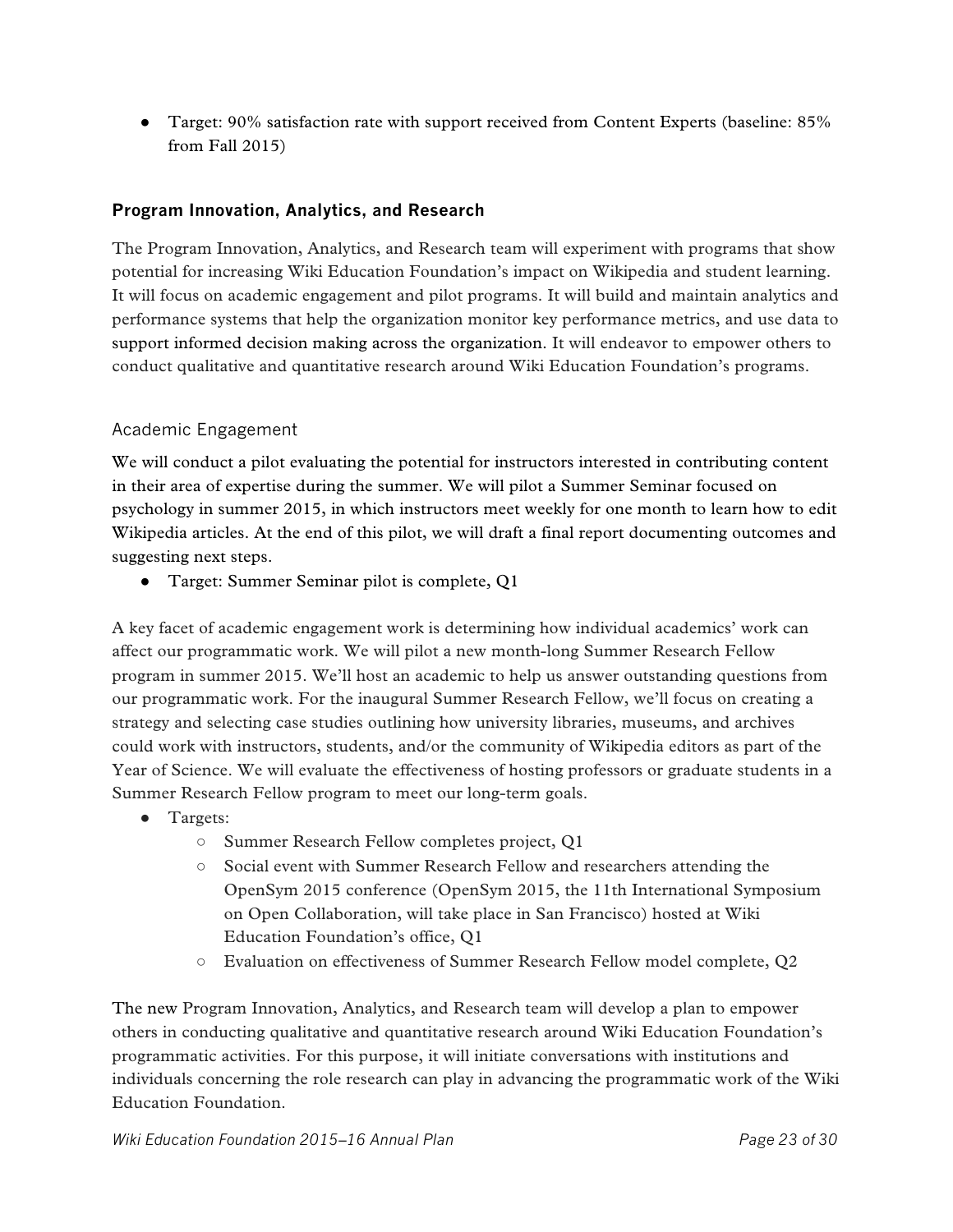- Target: 90% satisfaction rate with support received from Content Experts (baseline: 85% from Fall 2015)

### Program Innovation, Analytics, and Research

The Program Innovation, Analytics, and Research team will experiment with programs that show potential for increasing Wiki Education Foundation's impact on Wikipedia and student learning. It will focus on academic engagement and pilot programs. It will build and maintain analytics and performance systems that help the organization monitor key performance metrics, and use data to support informed decision making across the organization. It will endeavor to empower others to conduct qualitative and quantitative research around Wiki Education Foundation's programs.

#### Academic Engagement

We will conduct a pilot evaluating the potential for instructors interested in contributing content in their area of expertise during the summer. We will pilot a Summer Seminar focused on psychology in summer 2015, in which instructors meet weekly for one month to learn how to edit Wikipedia articles. At the end of this pilot, we will draft a final report documenting outcomes and suggesting next steps.

- Target: Summer Seminar pilot is complete, Q1

A key facet of academic engagement work is determining how individual academics' work can affect our programmatic work. We will pilot a new month-long Summer Research Fellow program in summer 2015. We'll host an academic to help us answer outstanding questions from our programmatic work. For the inaugural Summer Research Fellow, we'll focus on creating a strategy and selecting case studies outlining how university libraries, museums, and archives could work with instructors, students, and/or the community of Wikipedia editors as part of the Year of Science. We will evaluate the effectiveness of hosting professors or graduate students in a Summer Research Fellow program to meet our long-term goals.

- Targets:
  - Summer Research Fellow completes project, Q1
  - Social event with Summer Research Fellow and researchers attending the OpenSym 2015 conference (OpenSym 2015, the 11th International Symposium on Open Collaboration, will take place in San Francisco) hosted at Wiki Education Foundation's office, Q1
  - Evaluation on effectiveness of Summer Research Fellow model complete, Q2

The new Program Innovation, Analytics, and Research team will develop a plan to empower others in conducting qualitative and quantitative research around Wiki Education Foundation's programmatic activities. For this purpose, it will initiate conversations with institutions and individuals concerning the role research can play in advancing the programmatic work of the Wiki Education Foundation.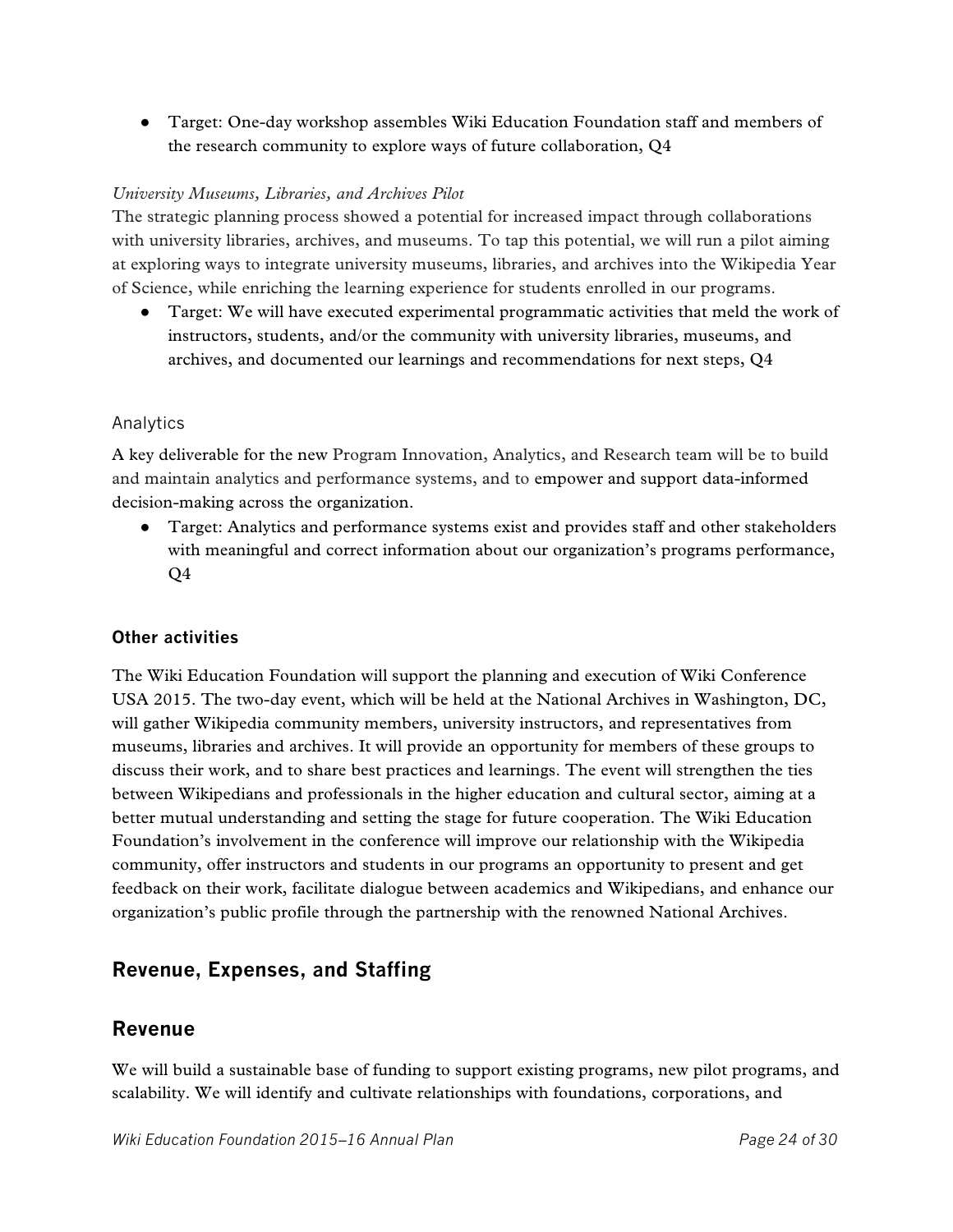- Target: One-day workshop assembles Wiki Education Foundation staff and members of the research community to explore ways of future collaboration, Q4

*University Museums, Libraries, and Archives Pilot*

The strategic planning process showed a potential for increased impact through collaborations with university libraries, archives, and museums. To tap this potential, we will run a pilot aiming at exploring ways to integrate university museums, libraries, and archives into the Wikipedia Year of Science, while enriching the learning experience for students enrolled in our programs.

- Target: We will have executed experimental programmatic activities that meld the work of instructors, students, and/or the community with university libraries, museums, and archives, and documented our learnings and recommendations for next steps, Q4

### Analytics

A key deliverable for the new Program Innovation, Analytics, and Research team will be to build and maintain analytics and performance systems, and to empower and support data-informed decision-making across the organization.

- Target: Analytics and performance systems exist and provides staff and other stakeholders with meaningful and correct information about our organization's programs performance, Q4

### Other activities

The Wiki Education Foundation will support the planning and execution of Wiki Conference USA 2015. The two-day event, which will be held at the National Archives in Washington, DC, will gather Wikipedia community members, university instructors, and representatives from museums, libraries and archives. It will provide an opportunity for members of these groups to discuss their work, and to share best practices and learnings. The event will strengthen the ties between Wikipedians and professionals in the higher education and cultural sector, aiming at a better mutual understanding and setting the stage for future cooperation. The Wiki Education Foundation's involvement in the conference will improve our relationship with the Wikipedia community, offer instructors and students in our programs an opportunity to present and get feedback on their work, facilitate dialogue between academics and Wikipedians, and enhance our organization's public profile through the partnership with the renowned National Archives.

## Revenue, Expenses, and Staffing

## Revenue

We will build a sustainable base of funding to support existing programs, new pilot programs, and scalability. We will identify and cultivate relationships with foundations, corporations, and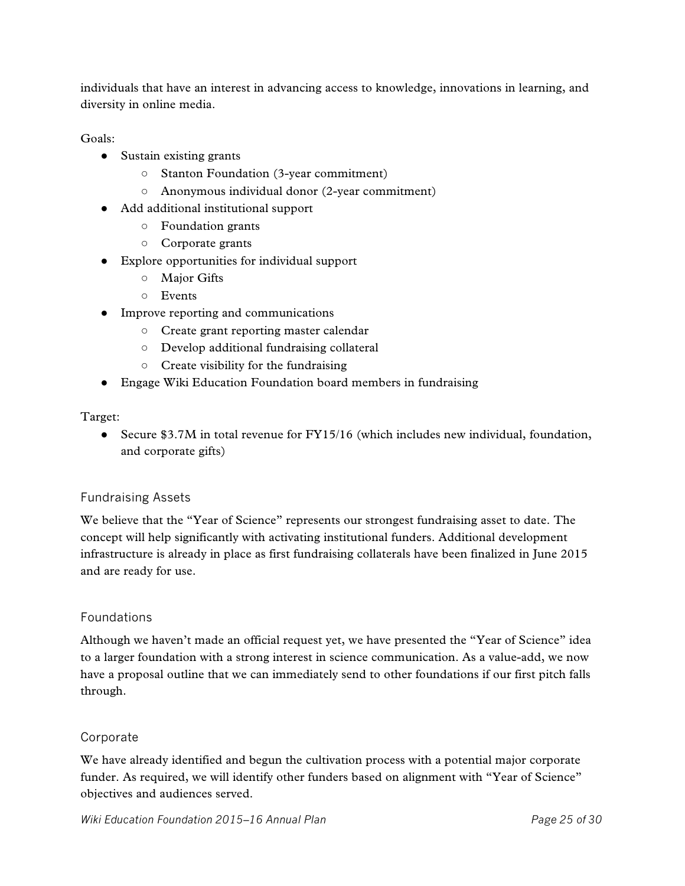individuals that have an interest in advancing access to knowledge, innovations in learning, and diversity in online media.

Goals:

- Sustain existing grants
  - Stanton Foundation (3-year commitment)
  - Anonymous individual donor (2-year commitment)
- Add additional institutional support
  - Foundation grants
  - Corporate grants
- Explore opportunities for individual support
  - Major Gifts
  - Events
- Improve reporting and communications
  - Create grant reporting master calendar
  - Develop additional fundraising collateral
  - Create visibility for the fundraising
- Engage Wiki Education Foundation board members in fundraising

Target:

- Secure $3.7M in total revenue for FY15/16 (which includes new individual, foundation, and corporate gifts)

### Fundraising Assets

We believe that the "Year of Science" represents our strongest fundraising asset to date. The concept will help significantly with activating institutional funders. Additional development infrastructure is already in place as first fundraising collaterals have been finalized in June 2015 and are ready for use.

### Foundations

Although we haven't made an official request yet, we have presented the "Year of Science" idea to a larger foundation with a strong interest in science communication. As a value-add, we now have a proposal outline that we can immediately send to other foundations if our first pitch falls through.

### Corporate

We have already identified and begun the cultivation process with a potential major corporate funder. As required, we will identify other funders based on alignment with "Year of Science" objectives and audiences served.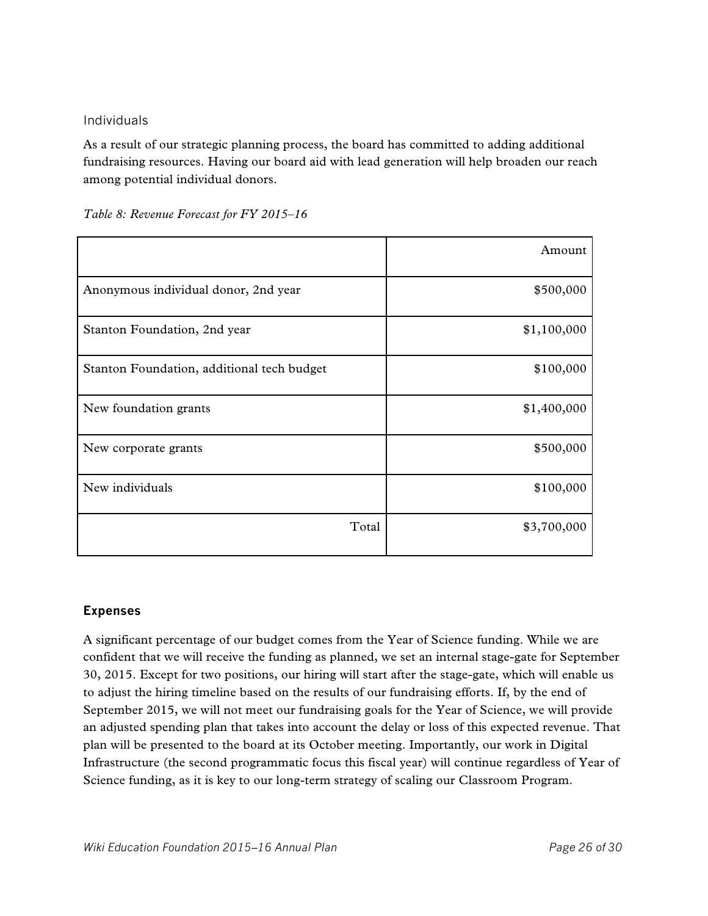### Individuals

As a result of our strategic planning process, the board has committed to adding additional fundraising resources. Having our board aid with lead generation will help broaden our reach among potential individual donors.

*Table 8: Revenue Forecast for FY 2015–16*

| | Amount |
|---|---:|
| Anonymous individual donor, 2nd year | $500,000 |
| Stanton Foundation, 2nd year | $1,100,000 |
| Stanton Foundation, additional tech budget | $100,000 |
| New foundation grants | $1,400,000 |
| New corporate grants | $500,000 |
| New individuals | $100,000 |
| Total | $3,700,000 |

## Expenses

A significant percentage of our budget comes from the Year of Science funding. While we are confident that we will receive the funding as planned, we set an internal stage-gate for September 30, 2015. Except for two positions, our hiring will start after the stage-gate, which will enable us to adjust the hiring timeline based on the results of our fundraising efforts. If, by the end of September 2015, we will not meet our fundraising goals for the Year of Science, we will provide an adjusted spending plan that takes into account the delay or loss of this expected revenue. That plan will be presented to the board at its October meeting. Importantly, our work in Digital Infrastructure (the second programmatic focus this fiscal year) will continue regardless of Year of Science funding, as it is key to our long-term strategy of scaling our Classroom Program.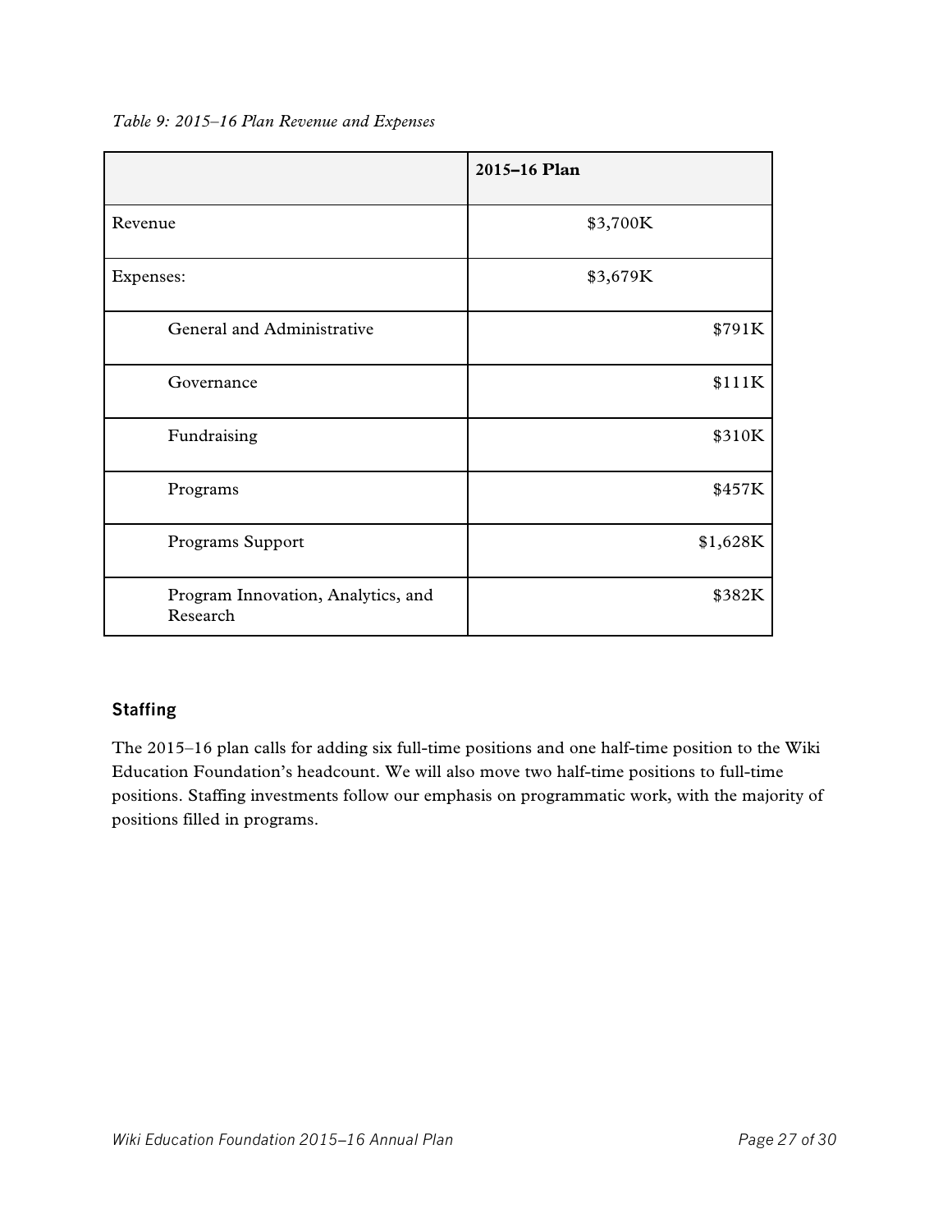*Table 9: 2015–16 Plan Revenue and Expenses*

| | 2015–16 Plan |
|---|---|
| Revenue | $3,700K |
| Expenses: | $3,679K |
| General and Administrative | $791K |
| Governance | $111K |
| Fundraising | $310K |
| Programs | $457K |
| Programs Support | $1,628K |
| Program Innovation, Analytics, and Research | $382K |

### Staffing

The 2015–16 plan calls for adding six full-time positions and one half-time position to the Wiki Education Foundation's headcount. We will also move two half-time positions to full-time positions. Staffing investments follow our emphasis on programmatic work, with the majority of positions filled in programs.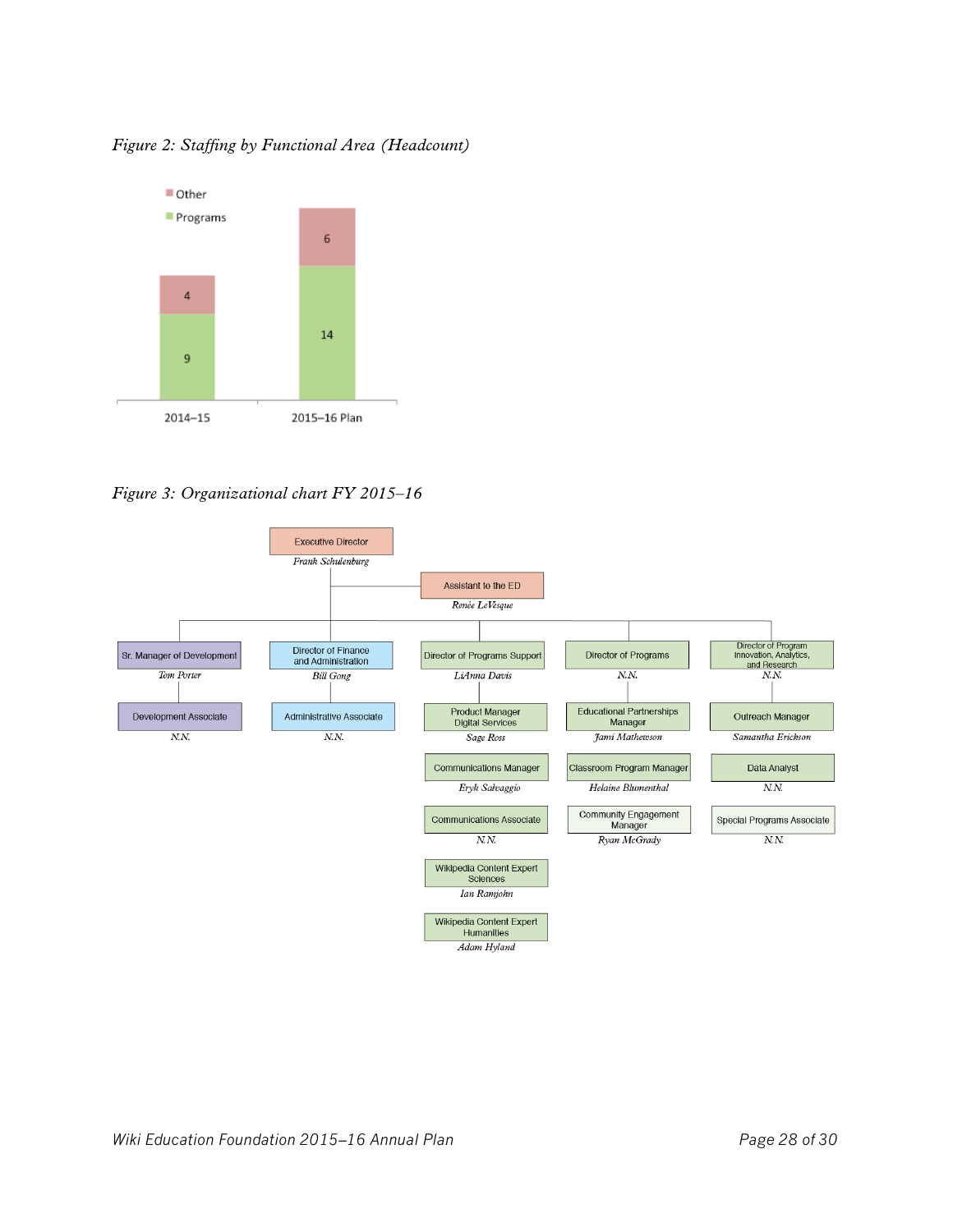*Figure 2: Staffing by Functional Area (Headcount)*

| | 2014–15 | 2015–16 Plan |
|---|---|---|
| Other | 4 | 6 |
| Programs | 9 | 14 |

*Figure 3: Organizational chart FY 2015–16*

- Executive Director — *Frank Schulenburg*
  - Assistant to the ED — *Renée LeVesque*
  - Sr. Manager of Development — *Tom Porter*
    - Development Associate — *N.N.*
  - Director of Finance and Administration — *Bill Gong*
    - Administrative Associate — *N.N.*
  - Director of Programs Support — *LiAnna Davis*
    - Product Manager Digital Services — *Sage Ross*
    - Communications Manager — *Eryk Salvaggio*
    - Communications Associate — *N.N.*
    - Wikipedia Content Expert Sciences — *Ian Ramjohn*
    - Wikipedia Content Expert Humanities — *Adam Hyland*
  - Director of Programs — *N.N.*
    - Educational Partnerships Manager — *Jami Mathewson*
    - Classroom Program Manager — *Helaine Blumenthal*
    - Community Engagement Manager — *Ryan McGrady*
  - Director of Program Innovation, Analytics, and Research — *N.N.*
    - Outreach Manager — *Samantha Erickson*
    - Data Analyst — *N.N.*
    - Special Programs Associate — *N.N.*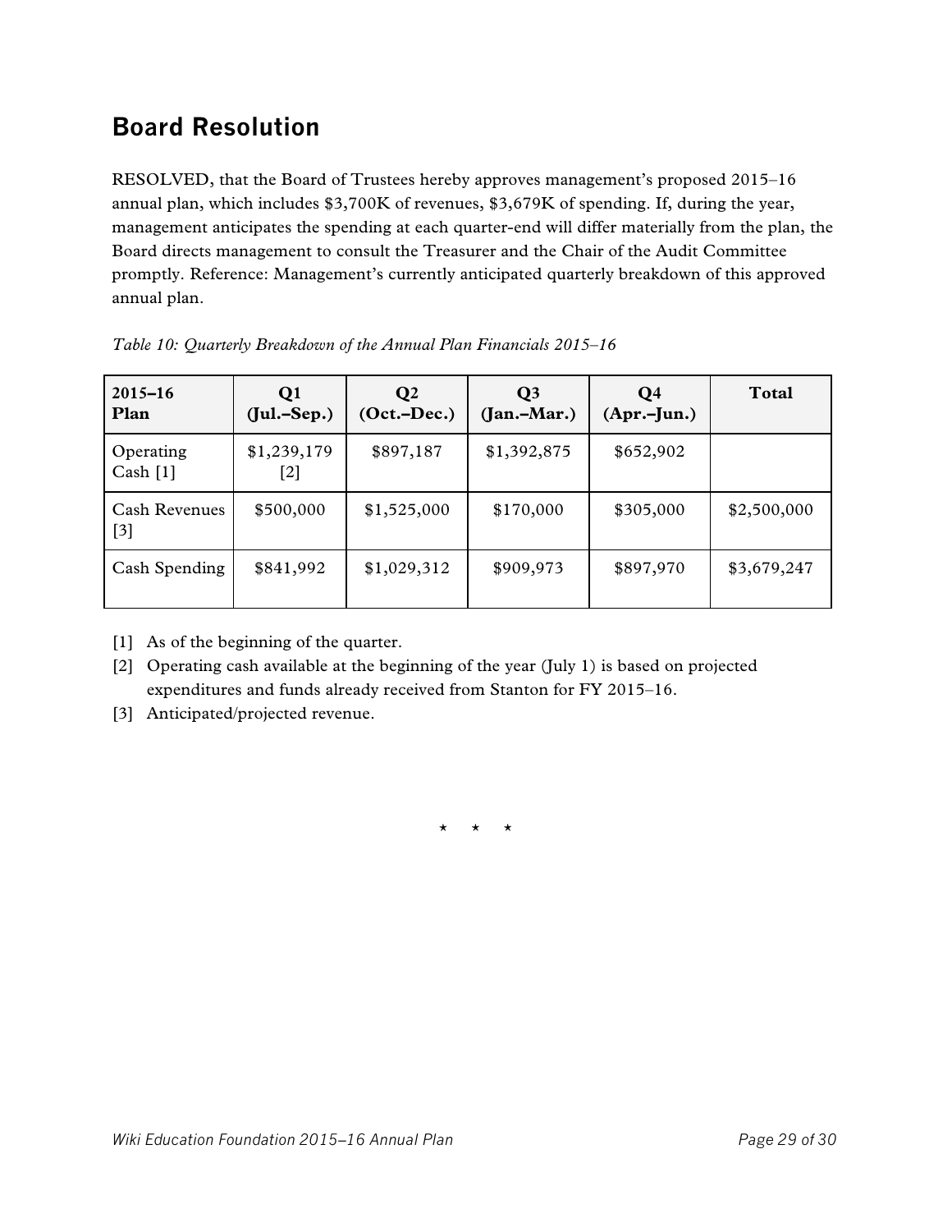## Board Resolution

RESOLVED, that the Board of Trustees hereby approves management's proposed 2015–16 annual plan, which includes $3,700K of revenues, $3,679K of spending. If, during the year, management anticipates the spending at each quarter-end will differ materially from the plan, the Board directs management to consult the Treasurer and the Chair of the Audit Committee promptly. Reference: Management's currently anticipated quarterly breakdown of this approved annual plan.

*Table 10: Quarterly Breakdown of the Annual Plan Financials 2015–16*

| 2015–16 Plan | Q1 (Jul.–Sep.) | Q2 (Oct.–Dec.) | Q3 (Jan.–Mar.) | Q4 (Apr.–Jun.) | Total |
|---|---|---|---|---|---|
| Operating Cash [1] | $1,239,179 [2] | $897,187 | $1,392,875 | $652,902 | |
| Cash Revenues [3] | $500,000 | $1,525,000 | $170,000 | $305,000 | $2,500,000 |
| Cash Spending | $841,992 | $1,029,312 | $909,973 | $897,970 | $3,679,247 |

[1] As of the beginning of the quarter.

[2] Operating cash available at the beginning of the year (July 1) is based on projected expenditures and funds already received from Stanton for FY 2015–16.

[3] Anticipated/projected revenue.

\* \* \*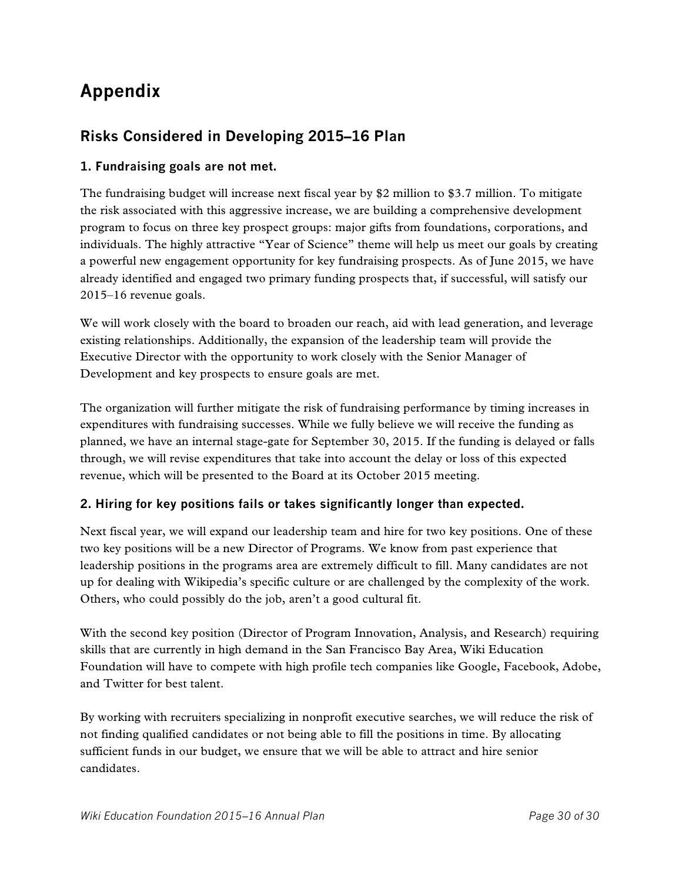# Appendix

## Risks Considered in Developing 2015–16 Plan

### 1. Fundraising goals are not met.

The fundraising budget will increase next fiscal year by $2 million to $3.7 million. To mitigate the risk associated with this aggressive increase, we are building a comprehensive development program to focus on three key prospect groups: major gifts from foundations, corporations, and individuals. The highly attractive "Year of Science" theme will help us meet our goals by creating a powerful new engagement opportunity for key fundraising prospects. As of June 2015, we have already identified and engaged two primary funding prospects that, if successful, will satisfy our 2015–16 revenue goals.

We will work closely with the board to broaden our reach, aid with lead generation, and leverage existing relationships. Additionally, the expansion of the leadership team will provide the Executive Director with the opportunity to work closely with the Senior Manager of Development and key prospects to ensure goals are met.

The organization will further mitigate the risk of fundraising performance by timing increases in expenditures with fundraising successes. While we fully believe we will receive the funding as planned, we have an internal stage-gate for September 30, 2015. If the funding is delayed or falls through, we will revise expenditures that take into account the delay or loss of this expected revenue, which will be presented to the Board at its October 2015 meeting.

### 2. Hiring for key positions fails or takes significantly longer than expected.

Next fiscal year, we will expand our leadership team and hire for two key positions. One of these two key positions will be a new Director of Programs. We know from past experience that leadership positions in the programs area are extremely difficult to fill. Many candidates are not up for dealing with Wikipedia's specific culture or are challenged by the complexity of the work. Others, who could possibly do the job, aren't a good cultural fit.

With the second key position (Director of Program Innovation, Analysis, and Research) requiring skills that are currently in high demand in the San Francisco Bay Area, Wiki Education Foundation will have to compete with high profile tech companies like Google, Facebook, Adobe, and Twitter for best talent.

By working with recruiters specializing in nonprofit executive searches, we will reduce the risk of not finding qualified candidates or not being able to fill the positions in time. By allocating sufficient funds in our budget, we ensure that we will be able to attract and hire senior candidates.